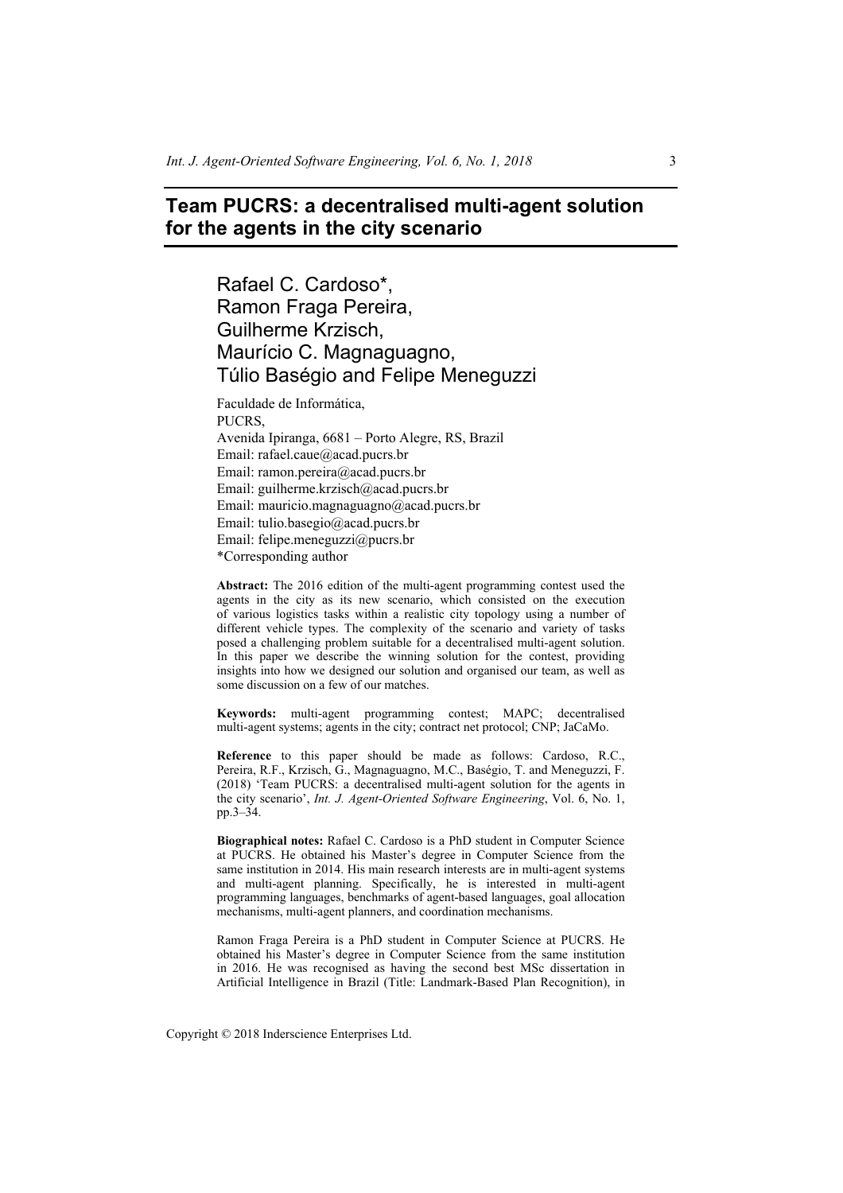# Team PUCRS: a decentralised multi-agent solution for the agents in the city scenario

Rafael C. Cardoso*,
Ramon Fraga Pereira,
Guilherme Krzisch,
Maurício C. Magnaguagno,
Túlio Baségio and Felipe Meneguzzi

Faculdade de Informática,
PUCRS,
Avenida Ipiranga, 6681 – Porto Alegre, RS, Brazil
Email: rafael.caue@acad.pucrs.br
Email: ramon.pereira@acad.pucrs.br
Email: guilherme.krzisch@acad.pucrs.br
Email: mauricio.magnaguagno@acad.pucrs.br
Email: tulio.basegio@acad.pucrs.br
Email: felipe.meneguzzi@pucrs.br
*Corresponding author

**Abstract:** The 2016 edition of the multi-agent programming contest used the agents in the city as its new scenario, which consisted on the execution of various logistics tasks within a realistic city topology using a number of different vehicle types. The complexity of the scenario and variety of tasks posed a challenging problem suitable for a decentralised multi-agent solution. In this paper we describe the winning solution for the contest, providing insights into how we designed our solution and organised our team, as well as some discussion on a few of our matches.

**Keywords:** multi-agent programming contest; MAPC; decentralised multi-agent systems; agents in the city; contract net protocol; CNP; JaCaMo.

**Reference** to this paper should be made as follows: Cardoso, R.C., Pereira, R.F., Krzisch, G., Magnaguagno, M.C., Baségio, T. and Meneguzzi, F. (2018) 'Team PUCRS: a decentralised multi-agent solution for the agents in the city scenario', *Int. J. Agent-Oriented Software Engineering*, Vol. 6, No. 1, pp.3–34.

**Biographical notes:** Rafael C. Cardoso is a PhD student in Computer Science at PUCRS. He obtained his Master's degree in Computer Science from the same institution in 2014. His main research interests are in multi-agent systems and multi-agent planning. Specifically, he is interested in multi-agent programming languages, benchmarks of agent-based languages, goal allocation mechanisms, multi-agent planners, and coordination mechanisms.

Ramon Fraga Pereira is a PhD student in Computer Science at PUCRS. He obtained his Master's degree in Computer Science from the same institution in 2016. He was recognised as having the second best MSc dissertation in Artificial Intelligence in Brazil (Title: Landmark-Based Plan Recognition), in

Copyright © 2018 Inderscience Enterprises Ltd.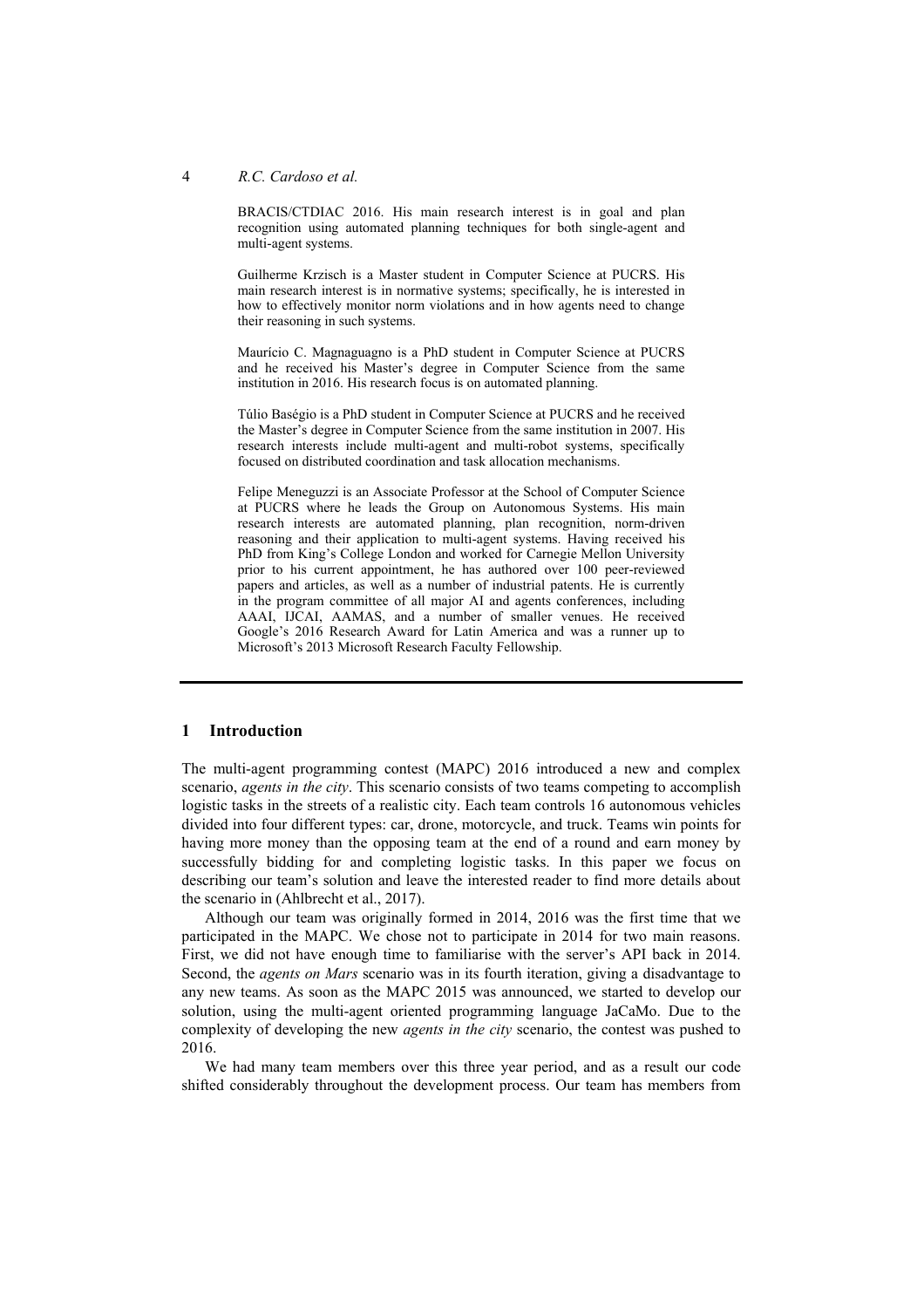BRACIS/CTDIAC 2016. His main research interest is in goal and plan recognition using automated planning techniques for both single-agent and multi-agent systems.

Guilherme Krzisch is a Master student in Computer Science at PUCRS. His main research interest is in normative systems; specifically, he is interested in how to effectively monitor norm violations and in how agents need to change their reasoning in such systems.

Maurício C. Magnaguagno is a PhD student in Computer Science at PUCRS and he received his Master's degree in Computer Science from the same institution in 2016. His research focus is on automated planning.

Túlio Baségio is a PhD student in Computer Science at PUCRS and he received the Master's degree in Computer Science from the same institution in 2007. His research interests include multi-agent and multi-robot systems, specifically focused on distributed coordination and task allocation mechanisms.

Felipe Meneguzzi is an Associate Professor at the School of Computer Science at PUCRS where he leads the Group on Autonomous Systems. His main research interests are automated planning, plan recognition, norm-driven reasoning and their application to multi-agent systems. Having received his PhD from King's College London and worked for Carnegie Mellon University prior to his current appointment, he has authored over 100 peer-reviewed papers and articles, as well as a number of industrial patents. He is currently in the program committee of all major AI and agents conferences, including AAAI, IJCAI, AAMAS, and a number of smaller venues. He received Google's 2016 Research Award for Latin America and was a runner up to Microsoft's 2013 Microsoft Research Faculty Fellowship.

## 1 Introduction

The multi-agent programming contest (MAPC) 2016 introduced a new and complex scenario, *agents in the city*. This scenario consists of two teams competing to accomplish logistic tasks in the streets of a realistic city. Each team controls 16 autonomous vehicles divided into four different types: car, drone, motorcycle, and truck. Teams win points for having more money than the opposing team at the end of a round and earn money by successfully bidding for and completing logistic tasks. In this paper we focus on describing our team's solution and leave the interested reader to find more details about the scenario in (Ahlbrecht et al., 2017).

Although our team was originally formed in 2014, 2016 was the first time that we participated in the MAPC. We chose not to participate in 2014 for two main reasons. First, we did not have enough time to familiarise with the server's API back in 2014. Second, the *agents on Mars* scenario was in its fourth iteration, giving a disadvantage to any new teams. As soon as the MAPC 2015 was announced, we started to develop our solution, using the multi-agent oriented programming language JaCaMo. Due to the complexity of developing the new *agents in the city* scenario, the contest was pushed to 2016.

We had many team members over this three year period, and as a result our code shifted considerably throughout the development process. Our team has members from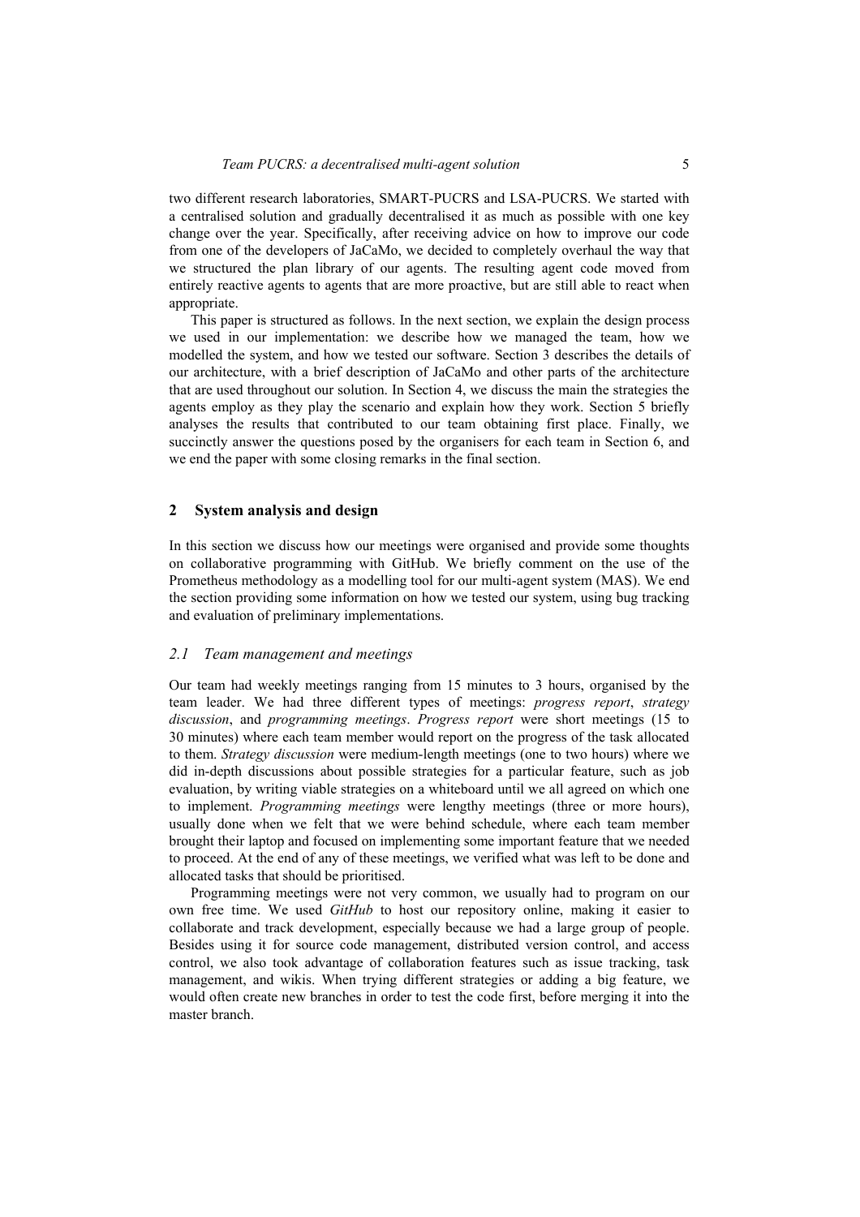two different research laboratories, SMART-PUCRS and LSA-PUCRS. We started with a centralised solution and gradually decentralised it as much as possible with one key change over the year. Specifically, after receiving advice on how to improve our code from one of the developers of JaCaMo, we decided to completely overhaul the way that we structured the plan library of our agents. The resulting agent code moved from entirely reactive agents to agents that are more proactive, but are still able to react when appropriate.

This paper is structured as follows. In the next section, we explain the design process we used in our implementation: we describe how we managed the team, how we modelled the system, and how we tested our software. Section 3 describes the details of our architecture, with a brief description of JaCaMo and other parts of the architecture that are used throughout our solution. In Section 4, we discuss the main the strategies the agents employ as they play the scenario and explain how they work. Section 5 briefly analyses the results that contributed to our team obtaining first place. Finally, we succinctly answer the questions posed by the organisers for each team in Section 6, and we end the paper with some closing remarks in the final section.

## 2 System analysis and design

In this section we discuss how our meetings were organised and provide some thoughts on collaborative programming with GitHub. We briefly comment on the use of the Prometheus methodology as a modelling tool for our multi-agent system (MAS). We end the section providing some information on how we tested our system, using bug tracking and evaluation of preliminary implementations.

### *2.1 Team management and meetings*

Our team had weekly meetings ranging from 15 minutes to 3 hours, organised by the team leader. We had three different types of meetings: *progress report*, *strategy discussion*, and *programming meetings*. *Progress report* were short meetings (15 to 30 minutes) where each team member would report on the progress of the task allocated to them. *Strategy discussion* were medium-length meetings (one to two hours) where we did in-depth discussions about possible strategies for a particular feature, such as job evaluation, by writing viable strategies on a whiteboard until we all agreed on which one to implement. *Programming meetings* were lengthy meetings (three or more hours), usually done when we felt that we were behind schedule, where each team member brought their laptop and focused on implementing some important feature that we needed to proceed. At the end of any of these meetings, we verified what was left to be done and allocated tasks that should be prioritised.

Programming meetings were not very common, we usually had to program on our own free time. We used *GitHub* to host our repository online, making it easier to collaborate and track development, especially because we had a large group of people. Besides using it for source code management, distributed version control, and access control, we also took advantage of collaboration features such as issue tracking, task management, and wikis. When trying different strategies or adding a big feature, we would often create new branches in order to test the code first, before merging it into the master branch.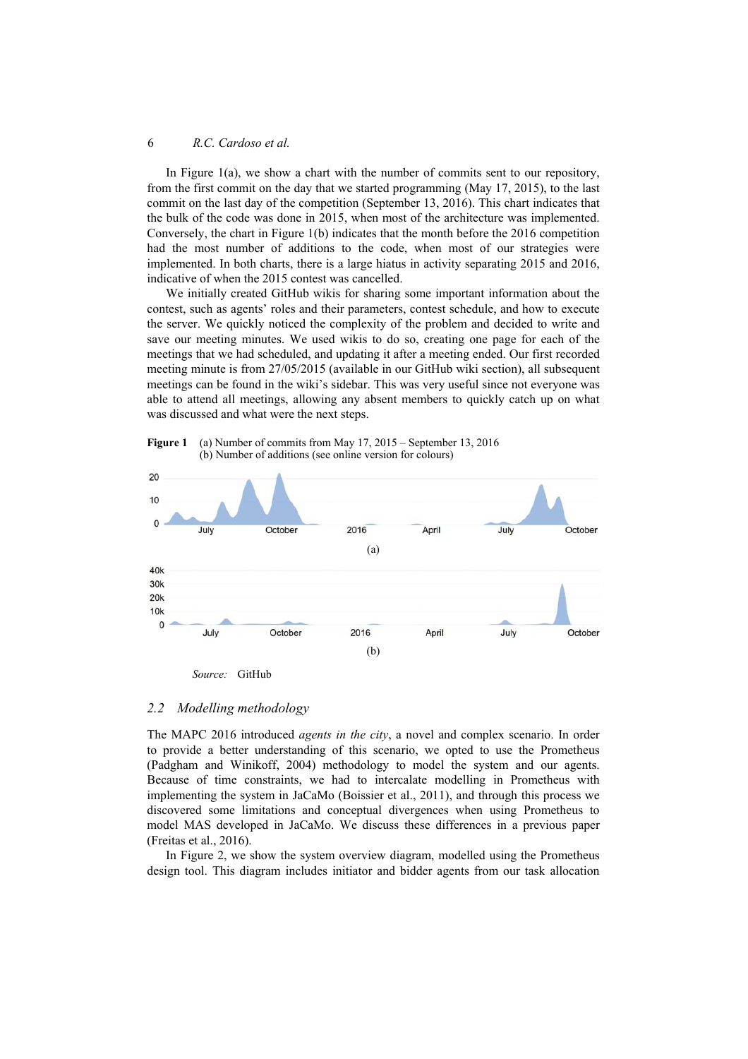In Figure 1(a), we show a chart with the number of commits sent to our repository, from the first commit on the day that we started programming (May 17, 2015), to the last commit on the last day of the competition (September 13, 2016). This chart indicates that the bulk of the code was done in 2015, when most of the architecture was implemented. Conversely, the chart in Figure 1(b) indicates that the month before the 2016 competition had the most number of additions to the code, when most of our strategies were implemented. In both charts, there is a large hiatus in activity separating 2015 and 2016, indicative of when the 2015 contest was cancelled.

We initially created GitHub wikis for sharing some important information about the contest, such as agents' roles and their parameters, contest schedule, and how to execute the server. We quickly noticed the complexity of the problem and decided to write and save our meeting minutes. We used wikis to do so, creating one page for each of the meetings that we had scheduled, and updating it after a meeting ended. Our first recorded meeting minute is from 27/05/2015 (available in our GitHub wiki section), all subsequent meetings can be found in the wiki's sidebar. This was very useful since not everyone was able to attend all meetings, allowing any absent members to quickly catch up on what was discussed and what were the next steps.

**Figure 1** (a) Number of commits from May 17, 2015 – September 13, 2016
(b) Number of additions (see online version for colours)

20
10
0
July
October
2016
April
July
October

(a)

40k
30k
20k
10k
0
July
October
2016
April
July
October

(b)

*Source:* GitHub

## 2.2 Modelling methodology

The MAPC 2016 introduced *agents in the city*, a novel and complex scenario. In order to provide a better understanding of this scenario, we opted to use the Prometheus (Padgham and Winikoff, 2004) methodology to model the system and our agents. Because of time constraints, we had to intercalate modelling in Prometheus with implementing the system in JaCaMo (Boissier et al., 2011), and through this process we discovered some limitations and conceptual divergences when using Prometheus to model MAS developed in JaCaMo. We discuss these differences in a previous paper (Freitas et al., 2016).

In Figure 2, we show the system overview diagram, modelled using the Prometheus design tool. This diagram includes initiator and bidder agents from our task allocation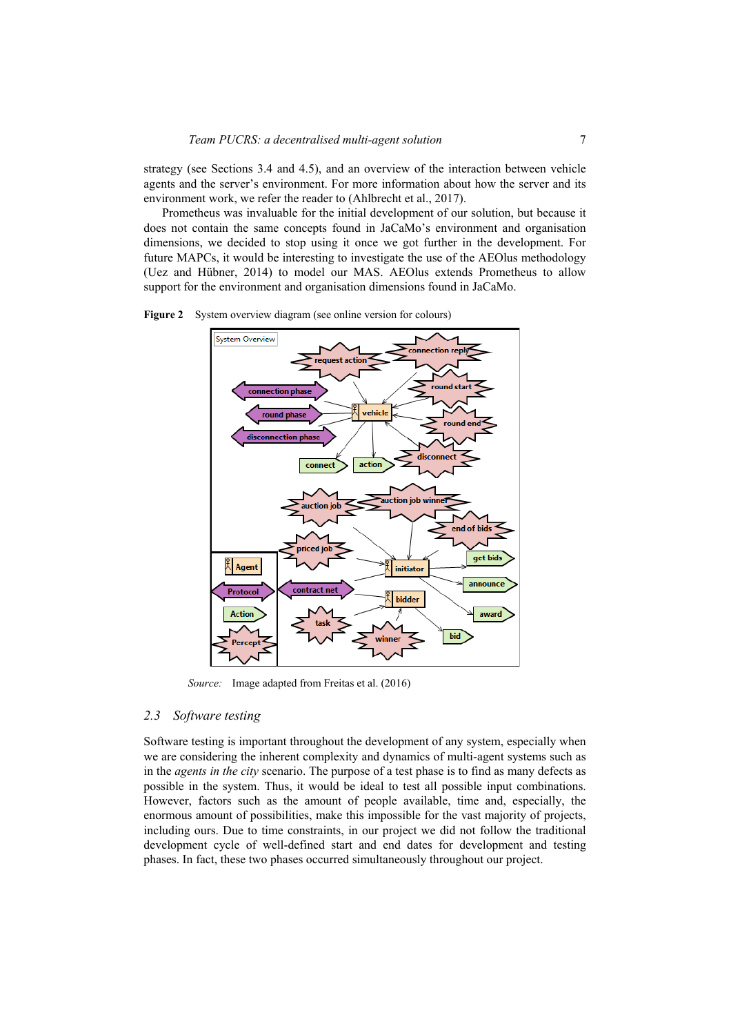strategy (see Sections 3.4 and 4.5), and an overview of the interaction between vehicle agents and the server's environment. For more information about how the server and its environment work, we refer the reader to (Ahlbrecht et al., 2017).

Prometheus was invaluable for the initial development of our solution, but because it does not contain the same concepts found in JaCaMo's environment and organisation dimensions, we decided to stop using it once we got further in the development. For future MAPCs, it would be interesting to investigate the use of the AEOlus methodology (Uez and Hübner, 2014) to model our MAS. AEOlus extends Prometheus to allow support for the environment and organisation dimensions found in JaCaMo.

**Figure 2** System overview diagram (see online version for colours)

System Overview

request action

connection reply

connection phase

round start

round phase

vehicle

round end

disconnection phase

connect

action

disconnect

auction job

auction job winner

end of bids

priced job

get bids

Agent

initiator

announce

Protocol

contract net

bidder

Action

award

task

Percept

winner

bid

*Source:* Image adapted from Freitas et al. (2016)

## 2.3 Software testing

Software testing is important throughout the development of any system, especially when we are considering the inherent complexity and dynamics of multi-agent systems such as in the *agents in the city* scenario. The purpose of a test phase is to find as many defects as possible in the system. Thus, it would be ideal to test all possible input combinations. However, factors such as the amount of people available, time and, especially, the enormous amount of possibilities, make this impossible for the vast majority of projects, including ours. Due to time constraints, in our project we did not follow the traditional development cycle of well-defined start and end dates for development and testing phases. In fact, these two phases occurred simultaneously throughout our project.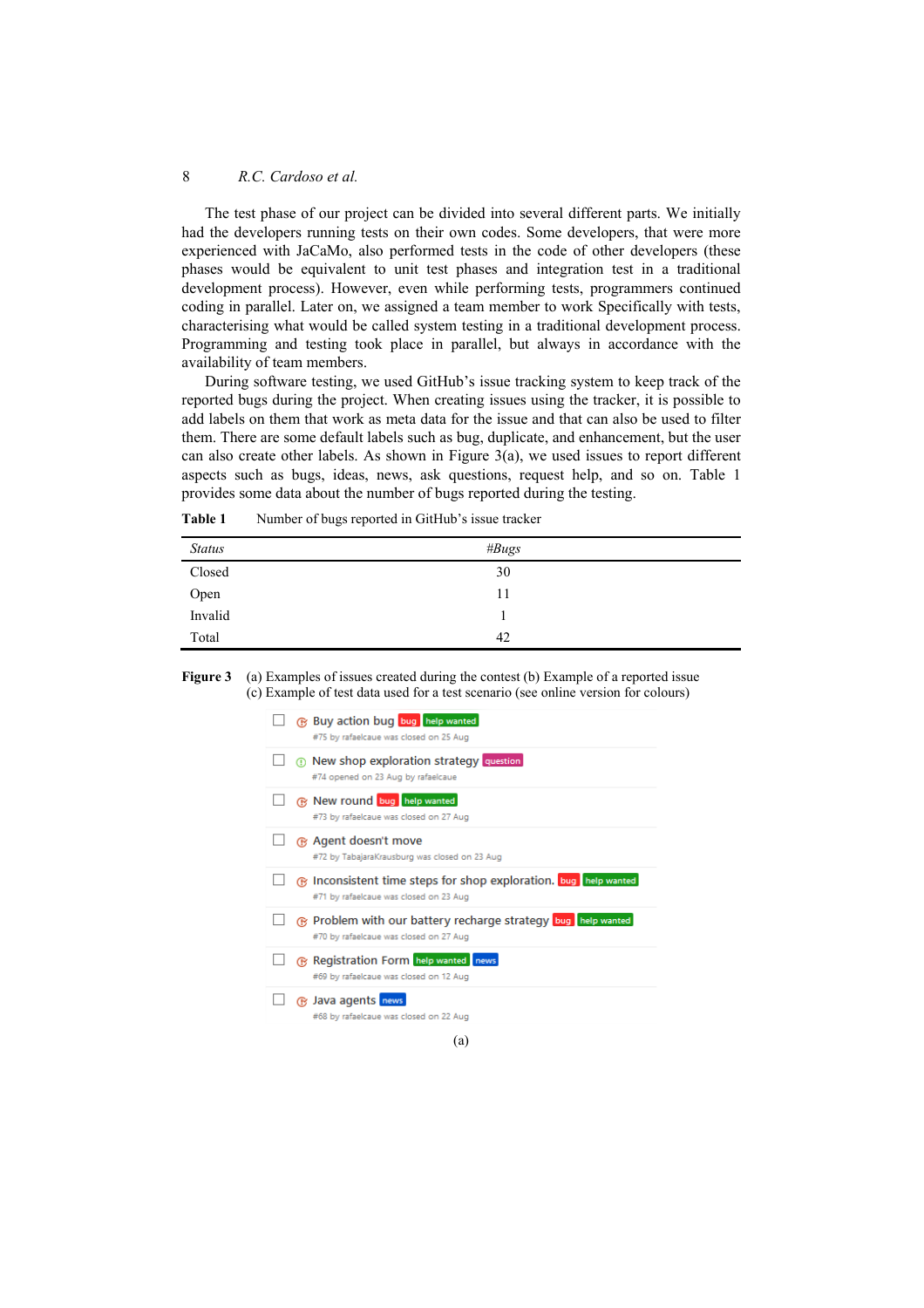The test phase of our project can be divided into several different parts. We initially had the developers running tests on their own codes. Some developers, that were more experienced with JaCaMo, also performed tests in the code of other developers (these phases would be equivalent to unit test phases and integration test in a traditional development process). However, even while performing tests, programmers continued coding in parallel. Later on, we assigned a team member to work Specifically with tests, characterising what would be called system testing in a traditional development process. Programming and testing took place in parallel, but always in accordance with the availability of team members.

During software testing, we used GitHub's issue tracking system to keep track of the reported bugs during the project. When creating issues using the tracker, it is possible to add labels on them that work as meta data for the issue and that can also be used to filter them. There are some default labels such as bug, duplicate, and enhancement, but the user can also create other labels. As shown in Figure 3(a), we used issues to report different aspects such as bugs, ideas, news, ask questions, request help, and so on. Table 1 provides some data about the number of bugs reported during the testing.

**Table 1** Number of bugs reported in GitHub's issue tracker

| *Status* | *#Bugs* |
|---|---|
| Closed | 30 |
| Open | 11 |
| Invalid | 1 |
| Total | 42 |

**Figure 3** (a) Examples of issues created during the contest (b) Example of a reported issue (c) Example of test data used for a test scenario (see online version for colours)

- Buy action bug `bug` `help wanted`
  #75 by rafaelcaue was closed on 25 Aug
- New shop exploration strategy `question`
  #74 opened on 23 Aug by rafaelcaue
- New round `bug` `help wanted`
  #73 by rafaelcaue was closed on 27 Aug
- Agent doesn't move
  #72 by TabajaraKrausburg was closed on 23 Aug
- Inconsistent time steps for shop exploration. `bug` `help wanted`
  #71 by rafaelcaue was closed on 23 Aug
- Problem with our battery recharge strategy `bug` `help wanted`
  #70 by rafaelcaue was closed on 27 Aug
- Registration Form `help wanted` `news`
  #69 by rafaelcaue was closed on 12 Aug
- Java agents `news`
  #68 by rafaelcaue was closed on 22 Aug

(a)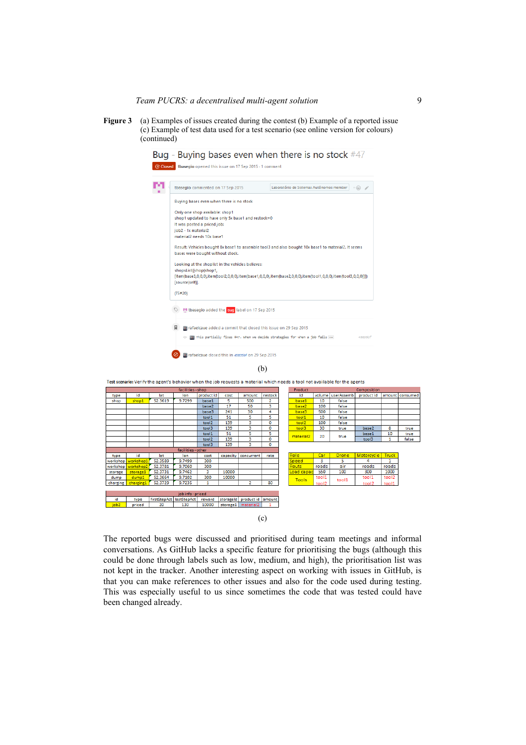**Figure 3** (a) Examples of issues created during the contest (b) Example of a reported issue (c) Example of test data used for a test scenario (see online version for colours) (continued)

Bug - Buying bases even when there is no stock #47

Closed tbasegio opened this issue on 17 Sep 2015 · 1 comment

tbasegio commented on 17 Sep 2015 Laboratório de Sistemas Autônomos member

Buying bases even when there is no stock

Only one shop available: shop1
shop1 updated to have only 5x base1 and restock=0
It was posted a priced job:
job2 - 1x material2
material2 needs 10x base1

Result: Vehicles bought 8x base1 to assemble tool3 and also bought 10x base1 to material2. It seems bases were bought without stock.

Looking at the shoplist in the vehicles believes:
shopsList([shop(shop1,
[item(base3,0,0,0),item(tool2,0,0,0),item(base1,0,0,0),item(base2,0,0,0),item(tool1,0,0,0),item(tool3,0,0,0)])])
[source(self)].

(TS#20)

tbasegio added the bug label on 17 Sep 2015

rafaelcaue added a commit that closed this issue on 29 Sep 2015

this partially fixes #47. when we decide strategies for when a job fails ...

rafaelcaue closed this in 45895bf on 29 Sep 2015

(b)

Test scenario: Verify the agent's behavior when the job requests a material which needs a tool not available for the agents

| facilities - shop | | | | | | | |
|---|---|---|---|---|---|---|---|
| type | id | lat | lon | product id | cost | amount | restock |
| shop | shop1 | 52.3619 | 9.7299 | base1 | 5 | 500 | 2 |
| | | | | base2 | 17 | 50 | 3 |
| | | | | base3 | 241 | 30 | 4 |
| | | | | tool1 | 51 | 5 | 5 |
| | | | | tool2 | 139 | 3 | 0 |
| | | | | tool3 | 139 | 3 | 0 |
| | | | | tool1 | 51 | 5 | 5 |
| | | | | tool2 | 139 | 3 | 0 |
| | | | | tool3 | 139 | 3 | 0 |

| facilities - other | | | | | | | |
|---|---|---|---|---|---|---|---|
| type | id | lat | lon | cost | capacity | concurrent | rate |
| workshop | workshop1 | 52.3589 | 9.7499 | 300 | | | |
| workshop | workshop2 | 52.3781 | 9.7060 | 300 | | | |
| storage | storage1 | 52.3731 | 9.7462 | 3 | 10000 | | |
| dump | dump1 | 52.3664 | 9.7102 | 300 | 10000 | | |
| charging | charging1 | 52.3729 | 9.7235 | 1 | | 2 | 80 |

| job info - priced | | | | | | | |
|---|---|---|---|---|---|---|---|
| id | type | firstStepAct | lastStepAct | reward | storageId | product id | amount |
| job2 | priced | 20 | 130 | 10000 | storage1 | material2 | 1 |

| Product | | | Composition | | |
|---|---|---|---|---|---|
| id | volume | userAssemb | product id | amount | consumed |
| base1 | 10 | false | | | |
| base2 | 100 | false | | | |
| base3 | 500 | false | | | |
| tool1 | 10 | false | | | |
| tool2 | 100 | false | | | |
| tool3 | 30 | true | base2 | 8 | true |
| material2 | 20 | true | base1 | 10 | true |
| | | | tool3 | 1 | false |

| Role | Car | Drone | Motorcycle | Truck |
|---|---|---|---|---|
| Speed | 3 | 5 | 4 | 1 |
| Routs | roads | air | roads | roads |
| Load capac | 550 | 100 | 300 | 3000 |
| Tools | tool1 tool2 | tool1 | tool1 tool2 | tool2 tool1 |

(c)

The reported bugs were discussed and prioritised during team meetings and informal conversations. As GitHub lacks a specific feature for prioritising the bugs (although this could be done through labels such as low, medium, and high), the prioritisation list was not kept in the tracker. Another interesting aspect on working with issues in GitHub, is that you can make references to other issues and also for the code used during testing. This was especially useful to us since sometimes the code that was tested could have been changed already.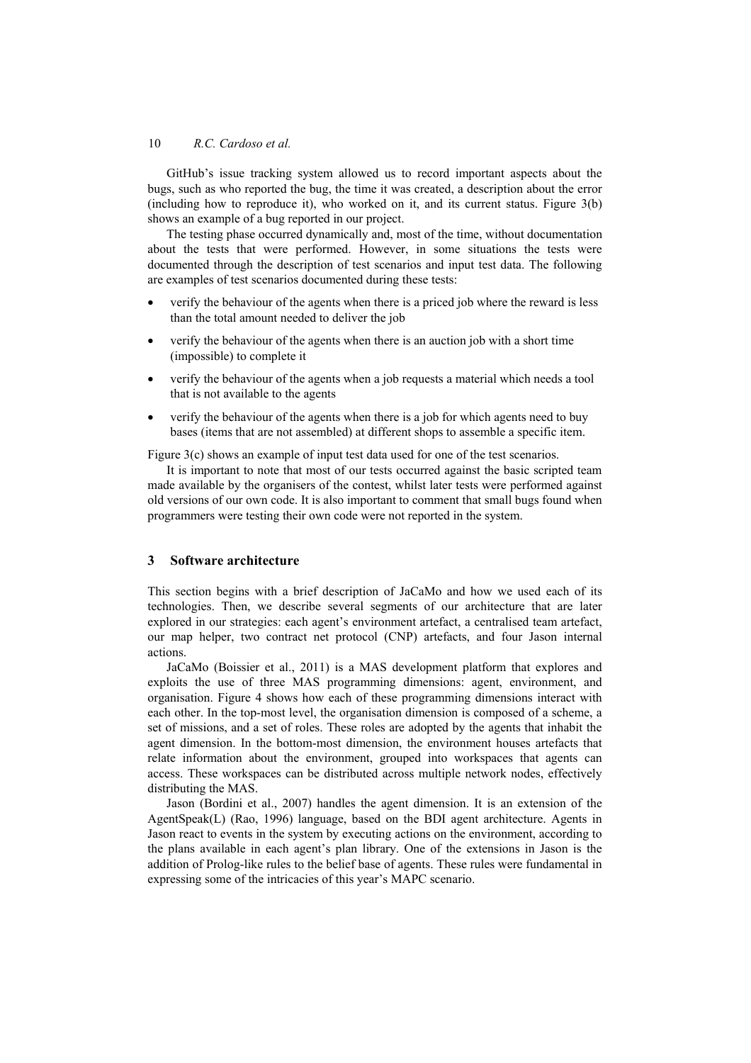GitHub's issue tracking system allowed us to record important aspects about the bugs, such as who reported the bug, the time it was created, a description about the error (including how to reproduce it), who worked on it, and its current status. Figure 3(b) shows an example of a bug reported in our project.

The testing phase occurred dynamically and, most of the time, without documentation about the tests that were performed. However, in some situations the tests were documented through the description of test scenarios and input test data. The following are examples of test scenarios documented during these tests:

- verify the behaviour of the agents when there is a priced job where the reward is less than the total amount needed to deliver the job
- verify the behaviour of the agents when there is an auction job with a short time (impossible) to complete it
- verify the behaviour of the agents when a job requests a material which needs a tool that is not available to the agents
- verify the behaviour of the agents when there is a job for which agents need to buy bases (items that are not assembled) at different shops to assemble a specific item.

Figure 3(c) shows an example of input test data used for one of the test scenarios.

It is important to note that most of our tests occurred against the basic scripted team made available by the organisers of the contest, whilst later tests were performed against old versions of our own code. It is also important to comment that small bugs found when programmers were testing their own code were not reported in the system.

## 3 Software architecture

This section begins with a brief description of JaCaMo and how we used each of its technologies. Then, we describe several segments of our architecture that are later explored in our strategies: each agent's environment artefact, a centralised team artefact, our map helper, two contract net protocol (CNP) artefacts, and four Jason internal actions.

JaCaMo (Boissier et al., 2011) is a MAS development platform that explores and exploits the use of three MAS programming dimensions: agent, environment, and organisation. Figure 4 shows how each of these programming dimensions interact with each other. In the top-most level, the organisation dimension is composed of a scheme, a set of missions, and a set of roles. These roles are adopted by the agents that inhabit the agent dimension. In the bottom-most dimension, the environment houses artefacts that relate information about the environment, grouped into workspaces that agents can access. These workspaces can be distributed across multiple network nodes, effectively distributing the MAS.

Jason (Bordini et al., 2007) handles the agent dimension. It is an extension of the AgentSpeak(L) (Rao, 1996) language, based on the BDI agent architecture. Agents in Jason react to events in the system by executing actions on the environment, according to the plans available in each agent's plan library. One of the extensions in Jason is the addition of Prolog-like rules to the belief base of agents. These rules were fundamental in expressing some of the intricacies of this year's MAPC scenario.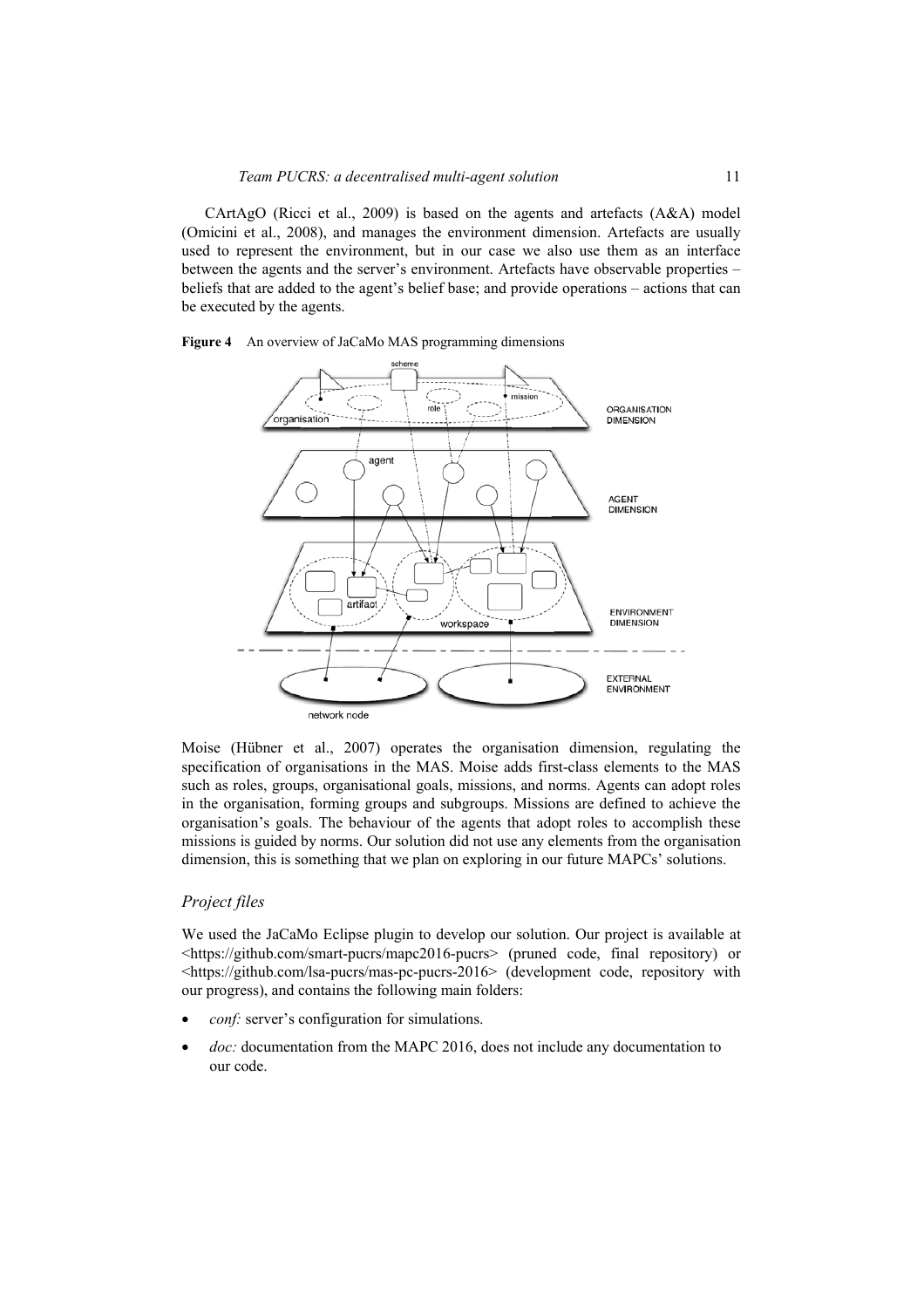CArtAgO (Ricci et al., 2009) is based on the agents and artefacts (A&A) model (Omicini et al., 2008), and manages the environment dimension. Artefacts are usually used to represent the environment, but in our case we also use them as an interface between the agents and the server's environment. Artefacts have observable properties – beliefs that are added to the agent's belief base; and provide operations – actions that can be executed by the agents.

**Figure 4** An overview of JaCaMo MAS programming dimensions

scheme
mission
role
organisation
ORGANISATION DIMENSION
agent
AGENT DIMENSION
artifact
workspace
ENVIRONMENT DIMENSION
EXTERNAL ENVIRONMENT
network node

Moise (Hübner et al., 2007) operates the organisation dimension, regulating the specification of organisations in the MAS. Moise adds first-class elements to the MAS such as roles, groups, organisational goals, missions, and norms. Agents can adopt roles in the organisation, forming groups and subgroups. Missions are defined to achieve the organisation's goals. The behaviour of the agents that adopt roles to accomplish these missions is guided by norms. Our solution did not use any elements from the organisation dimension, this is something that we plan on exploring in our future MAPCs' solutions.

### *Project files*

We used the JaCaMo Eclipse plugin to develop our solution. Our project is available at <https://github.com/smart-pucrs/mapc2016-pucrs> (pruned code, final repository) or <https://github.com/lsa-pucrs/mas-pc-pucrs-2016> (development code, repository with our progress), and contains the following main folders:

- *conf:* server's configuration for simulations.
- *doc:* documentation from the MAPC 2016, does not include any documentation to our code.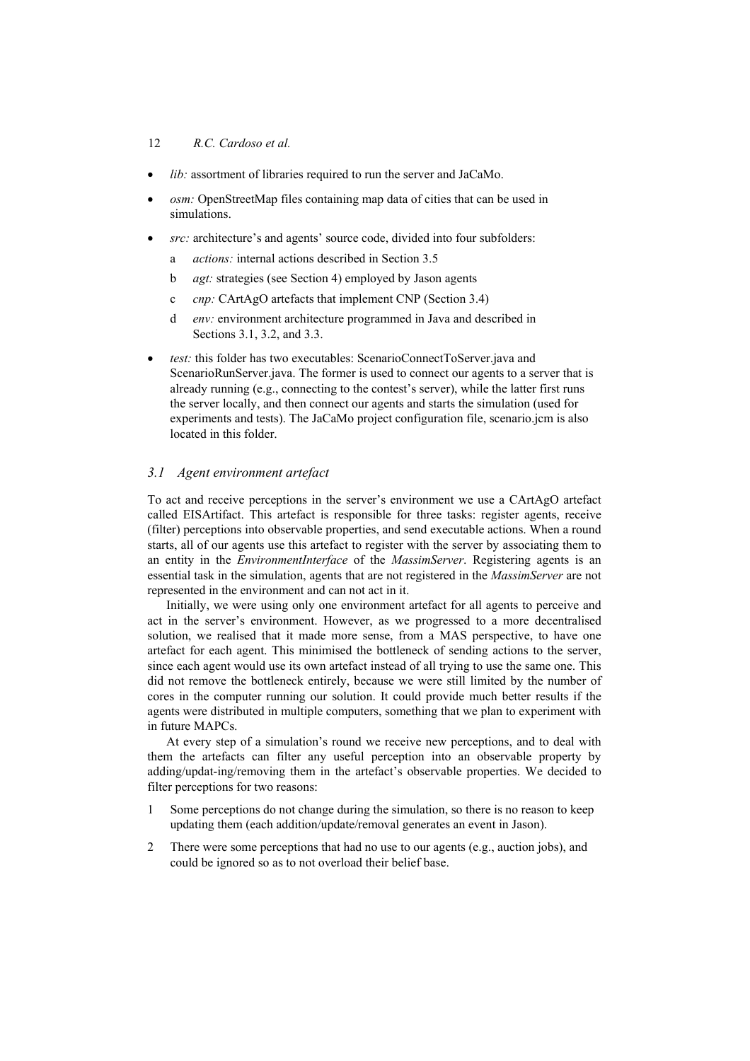- *lib:* assortment of libraries required to run the server and JaCaMo.
- *osm:* OpenStreetMap files containing map data of cities that can be used in simulations.
- *src:* architecture's and agents' source code, divided into four subfolders:
  - a *actions:* internal actions described in Section 3.5
  - b *agt:* strategies (see Section 4) employed by Jason agents
  - c *cnp:* CArtAgO artefacts that implement CNP (Section 3.4)
  - d *env:* environment architecture programmed in Java and described in Sections 3.1, 3.2, and 3.3.
- *test:* this folder has two executables: ScenarioConnectToServer.java and ScenarioRunServer.java. The former is used to connect our agents to a server that is already running (e.g., connecting to the contest's server), while the latter first runs the server locally, and then connect our agents and starts the simulation (used for experiments and tests). The JaCaMo project configuration file, scenario.jcm is also located in this folder.

### *3.1 Agent environment artefact*

To act and receive perceptions in the server's environment we use a CArtAgO artefact called EISArtifact. This artefact is responsible for three tasks: register agents, receive (filter) perceptions into observable properties, and send executable actions. When a round starts, all of our agents use this artefact to register with the server by associating them to an entity in the *EnvironmentInterface* of the *MassimServer*. Registering agents is an essential task in the simulation, agents that are not registered in the *MassimServer* are not represented in the environment and can not act in it.

Initially, we were using only one environment artefact for all agents to perceive and act in the server's environment. However, as we progressed to a more decentralised solution, we realised that it made more sense, from a MAS perspective, to have one artefact for each agent. This minimised the bottleneck of sending actions to the server, since each agent would use its own artefact instead of all trying to use the same one. This did not remove the bottleneck entirely, because we were still limited by the number of cores in the computer running our solution. It could provide much better results if the agents were distributed in multiple computers, something that we plan to experiment with in future MAPCs.

At every step of a simulation's round we receive new perceptions, and to deal with them the artefacts can filter any useful perception into an observable property by adding/updat-ing/removing them in the artefact's observable properties. We decided to filter perceptions for two reasons:

1. Some perceptions do not change during the simulation, so there is no reason to keep updating them (each addition/update/removal generates an event in Jason).
2. There were some perceptions that had no use to our agents (e.g., auction jobs), and could be ignored so as to not overload their belief base.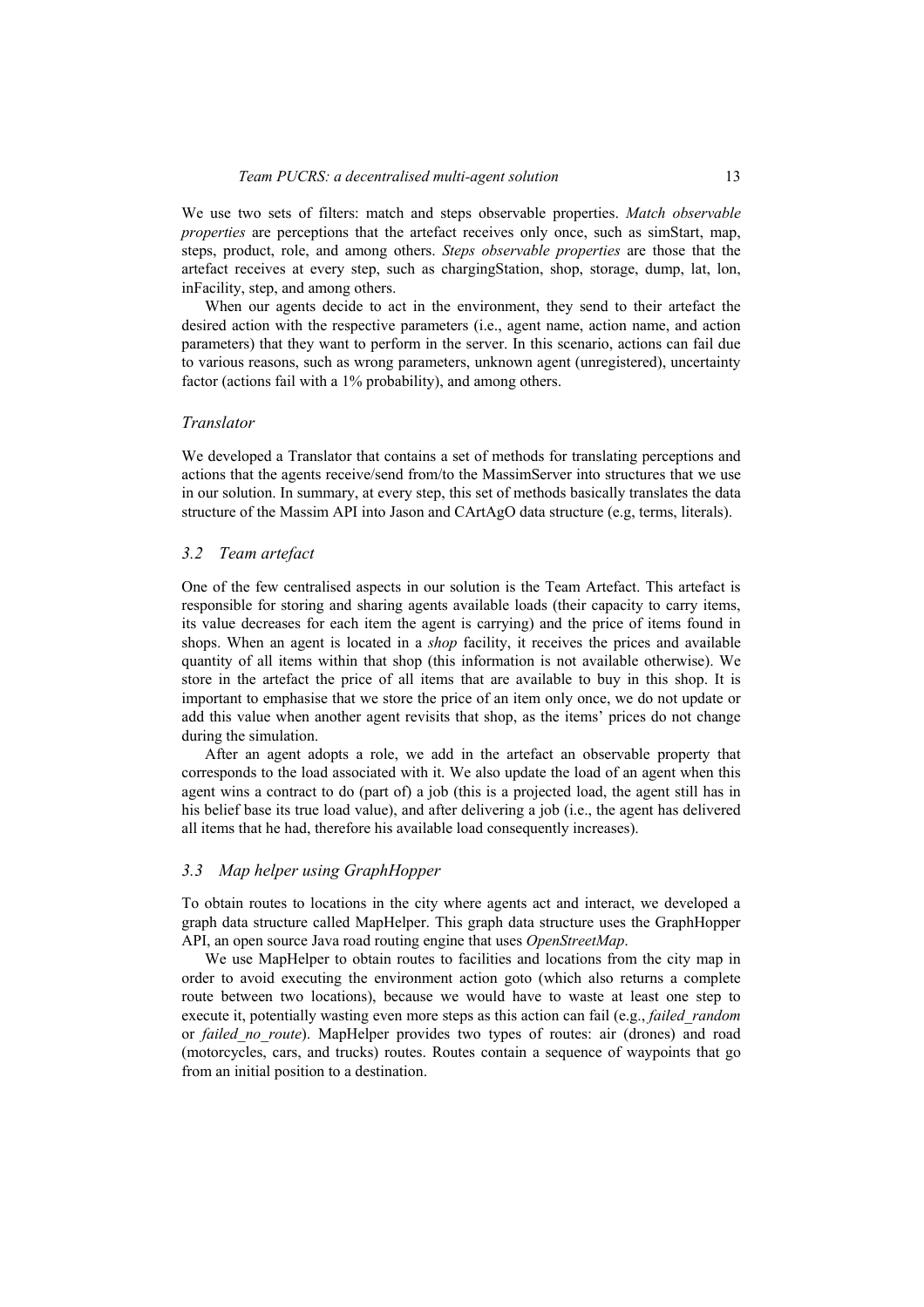We use two sets of filters: match and steps observable properties. *Match observable properties* are perceptions that the artefact receives only once, such as simStart, map, steps, product, role, and among others. *Steps observable properties* are those that the artefact receives at every step, such as chargingStation, shop, storage, dump, lat, lon, inFacility, step, and among others.

When our agents decide to act in the environment, they send to their artefact the desired action with the respective parameters (i.e., agent name, action name, and action parameters) that they want to perform in the server. In this scenario, actions can fail due to various reasons, such as wrong parameters, unknown agent (unregistered), uncertainty factor (actions fail with a 1% probability), and among others.

#### *Translator*

We developed a Translator that contains a set of methods for translating perceptions and actions that the agents receive/send from/to the MassimServer into structures that we use in our solution. In summary, at every step, this set of methods basically translates the data structure of the Massim API into Jason and CArtAgO data structure (e.g, terms, literals).

### *3.2 Team artefact*

One of the few centralised aspects in our solution is the Team Artefact. This artefact is responsible for storing and sharing agents available loads (their capacity to carry items, its value decreases for each item the agent is carrying) and the price of items found in shops. When an agent is located in a *shop* facility, it receives the prices and available quantity of all items within that shop (this information is not available otherwise). We store in the artefact the price of all items that are available to buy in this shop. It is important to emphasise that we store the price of an item only once, we do not update or add this value when another agent revisits that shop, as the items' prices do not change during the simulation.

After an agent adopts a role, we add in the artefact an observable property that corresponds to the load associated with it. We also update the load of an agent when this agent wins a contract to do (part of) a job (this is a projected load, the agent still has in his belief base its true load value), and after delivering a job (i.e., the agent has delivered all items that he had, therefore his available load consequently increases).

### *3.3 Map helper using GraphHopper*

To obtain routes to locations in the city where agents act and interact, we developed a graph data structure called MapHelper. This graph data structure uses the GraphHopper API, an open source Java road routing engine that uses *OpenStreetMap*.

We use MapHelper to obtain routes to facilities and locations from the city map in order to avoid executing the environment action goto (which also returns a complete route between two locations), because we would have to waste at least one step to execute it, potentially wasting even more steps as this action can fail (e.g., *failed_random* or *failed_no_route*). MapHelper provides two types of routes: air (drones) and road (motorcycles, cars, and trucks) routes. Routes contain a sequence of waypoints that go from an initial position to a destination.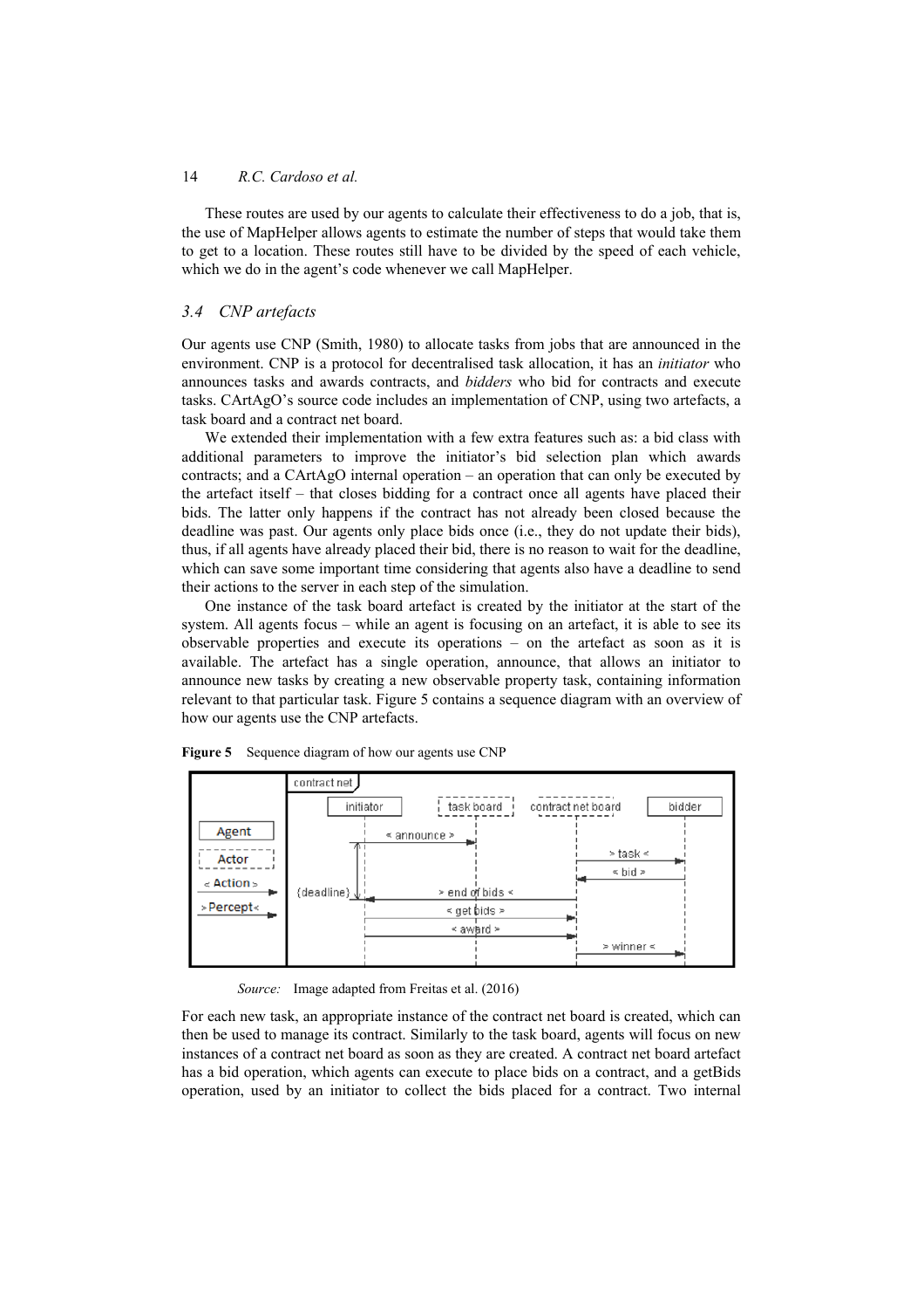These routes are used by our agents to calculate their effectiveness to do a job, that is, the use of MapHelper allows agents to estimate the number of steps that would take them to get to a location. These routes still have to be divided by the speed of each vehicle, which we do in the agent's code whenever we call MapHelper.

### *3.4 CNP artefacts*

Our agents use CNP (Smith, 1980) to allocate tasks from jobs that are announced in the environment. CNP is a protocol for decentralised task allocation, it has an *initiator* who announces tasks and awards contracts, and *bidders* who bid for contracts and execute tasks. CArtAgO's source code includes an implementation of CNP, using two artefacts, a task board and a contract net board.

We extended their implementation with a few extra features such as: a bid class with additional parameters to improve the initiator's bid selection plan which awards contracts; and a CArtAgO internal operation – an operation that can only be executed by the artefact itself – that closes bidding for a contract once all agents have placed their bids. The latter only happens if the contract has not already been closed because the deadline was past. Our agents only place bids once (i.e., they do not update their bids), thus, if all agents have already placed their bid, there is no reason to wait for the deadline, which can save some important time considering that agents also have a deadline to send their actions to the server in each step of the simulation.

One instance of the task board artefact is created by the initiator at the start of the system. All agents focus – while an agent is focusing on an artefact, it is able to see its observable properties and execute its operations – on the artefact as soon as it is available. The artefact has a single operation, announce, that allows an initiator to announce new tasks by creating a new observable property task, containing information relevant to that particular task. Figure 5 contains a sequence diagram with an overview of how our agents use the CNP artefacts.

**Figure 5** Sequence diagram of how our agents use CNP

contract net

initiator

task board

contract net board

bidder

Agent

Actor

< Action >

> Percept <

< announce >

> task <

< bid >

{deadline}

> end of bids <

< get bids >

< award >

> winner <

*Source:* Image adapted from Freitas et al. (2016)

For each new task, an appropriate instance of the contract net board is created, which can then be used to manage its contract. Similarly to the task board, agents will focus on new instances of a contract net board as soon as they are created. A contract net board artefact has a bid operation, which agents can execute to place bids on a contract, and a getBids operation, used by an initiator to collect the bids placed for a contract. Two internal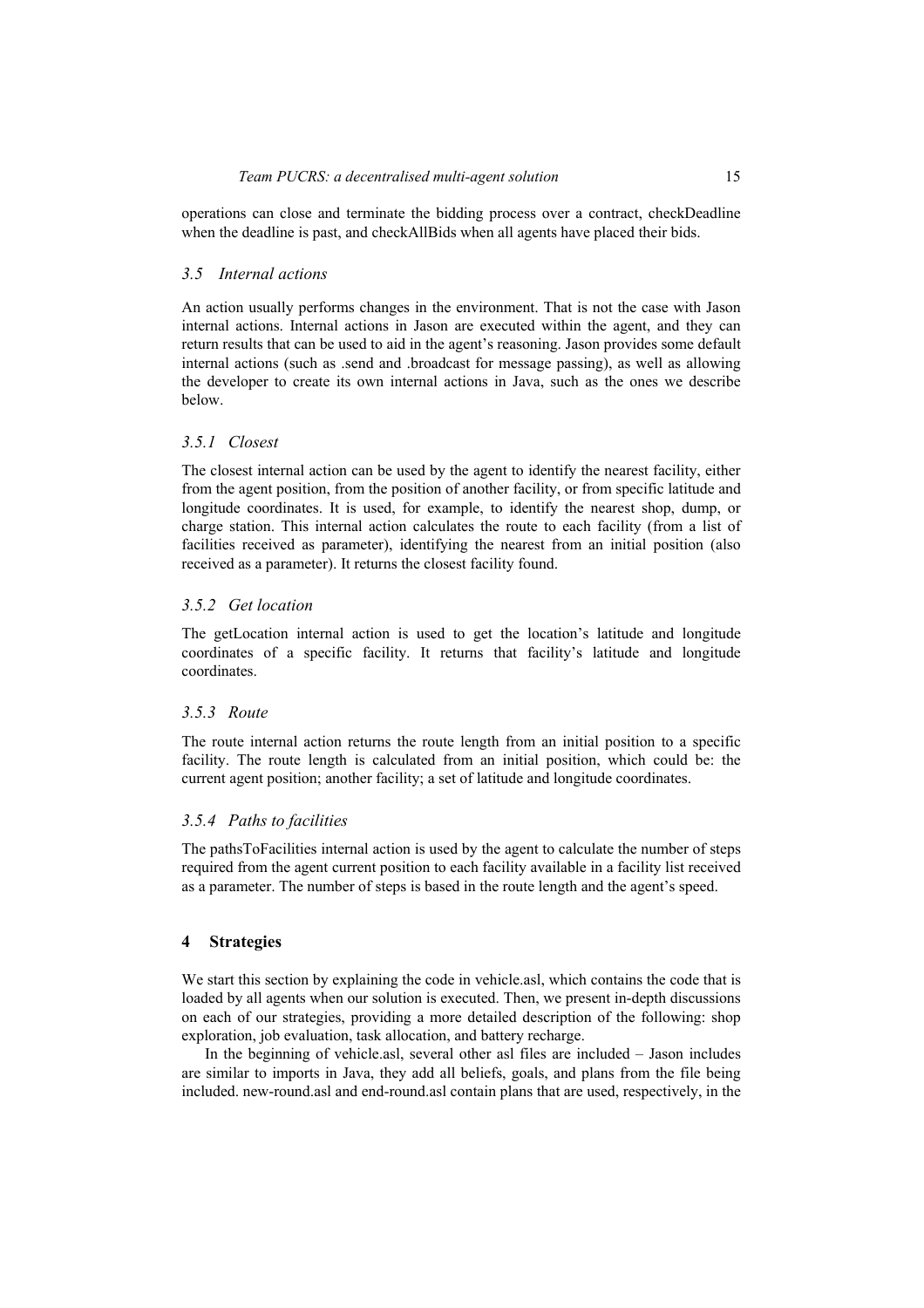operations can close and terminate the bidding process over a contract, checkDeadline when the deadline is past, and checkAllBids when all agents have placed their bids.

### *3.5 Internal actions*

An action usually performs changes in the environment. That is not the case with Jason internal actions. Internal actions in Jason are executed within the agent, and they can return results that can be used to aid in the agent's reasoning. Jason provides some default internal actions (such as .send and .broadcast for message passing), as well as allowing the developer to create its own internal actions in Java, such as the ones we describe below.

#### *3.5.1 Closest*

The closest internal action can be used by the agent to identify the nearest facility, either from the agent position, from the position of another facility, or from specific latitude and longitude coordinates. It is used, for example, to identify the nearest shop, dump, or charge station. This internal action calculates the route to each facility (from a list of facilities received as parameter), identifying the nearest from an initial position (also received as a parameter). It returns the closest facility found.

#### *3.5.2 Get location*

The getLocation internal action is used to get the location's latitude and longitude coordinates of a specific facility. It returns that facility's latitude and longitude coordinates.

#### *3.5.3 Route*

The route internal action returns the route length from an initial position to a specific facility. The route length is calculated from an initial position, which could be: the current agent position; another facility; a set of latitude and longitude coordinates.

#### *3.5.4 Paths to facilities*

The pathsToFacilities internal action is used by the agent to calculate the number of steps required from the agent current position to each facility available in a facility list received as a parameter. The number of steps is based in the route length and the agent's speed.

## **4 Strategies**

We start this section by explaining the code in vehicle.asl, which contains the code that is loaded by all agents when our solution is executed. Then, we present in-depth discussions on each of our strategies, providing a more detailed description of the following: shop exploration, job evaluation, task allocation, and battery recharge.

In the beginning of vehicle.asl, several other asl files are included – Jason includes are similar to imports in Java, they add all beliefs, goals, and plans from the file being included. new-round.asl and end-round.asl contain plans that are used, respectively, in the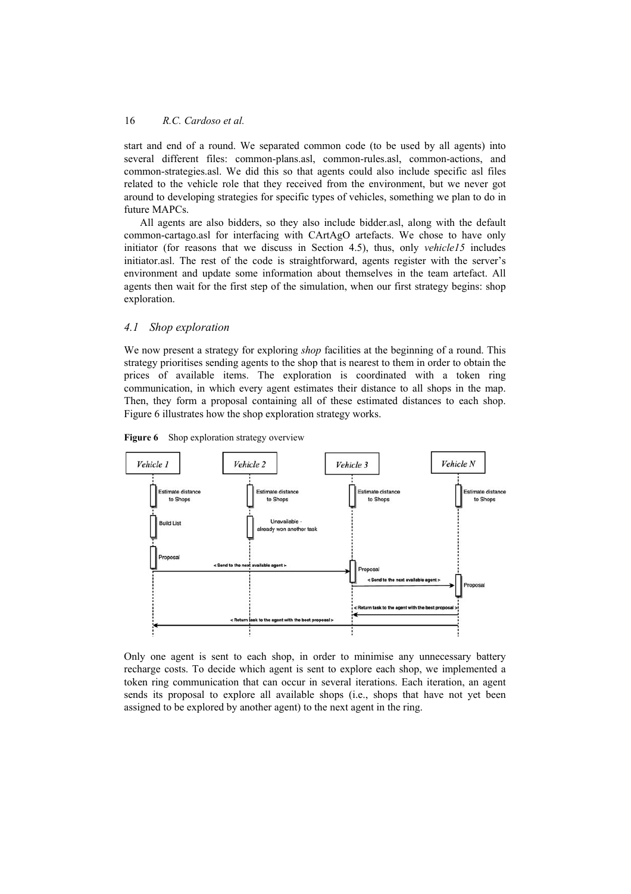start and end of a round. We separated common code (to be used by all agents) into several different files: common-plans.asl, common-rules.asl, common-actions, and common-strategies.asl. We did this so that agents could also include specific asl files related to the vehicle role that they received from the environment, but we never got around to developing strategies for specific types of vehicles, something we plan to do in future MAPCs.

All agents are also bidders, so they also include bidder.asl, along with the default common-cartago.asl for interfacing with CArtAgO artefacts. We chose to have only initiator (for reasons that we discuss in Section 4.5), thus, only *vehicle15* includes initiator.asl. The rest of the code is straightforward, agents register with the server's environment and update some information about themselves in the team artefact. All agents then wait for the first step of the simulation, when our first strategy begins: shop exploration.

### *4.1 Shop exploration*

We now present a strategy for exploring *shop* facilities at the beginning of a round. This strategy prioritises sending agents to the shop that is nearest to them in order to obtain the prices of available items. The exploration is coordinated with a token ring communication, in which every agent estimates their distance to all shops in the map. Then, they form a proposal containing all of these estimated distances to each shop. Figure 6 illustrates how the shop exploration strategy works.

**Figure 6** Shop exploration strategy overview

Vehicle 1
Vehicle 2
Vehicle 3
Vehicle N
Estimate distance to Shops
Estimate distance to Shops
Estimate distance to Shops
Estimate distance to Shops
Build List
Unavailable - already won another task
Proposal
< Send to the next available agent >
Proposal
< Send to the next available agent >
Proposal
< Return task to the agent with the best proposal >
< Return task to the agent with the best proposal >

Only one agent is sent to each shop, in order to minimise any unnecessary battery recharge costs. To decide which agent is sent to explore each shop, we implemented a token ring communication that can occur in several iterations. Each iteration, an agent sends its proposal to explore all available shops (i.e., shops that have not yet been assigned to be explored by another agent) to the next agent in the ring.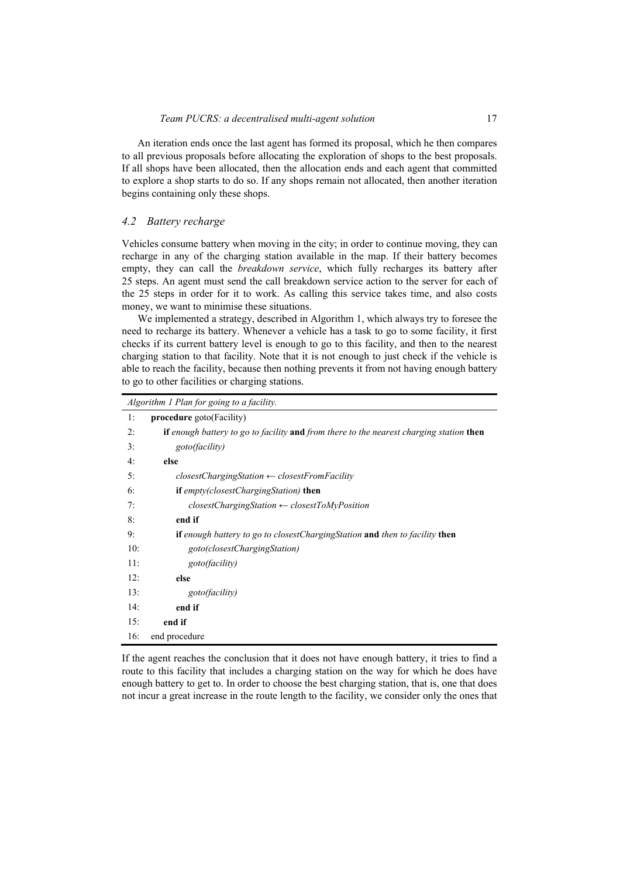An iteration ends once the last agent has formed its proposal, which he then compares to all previous proposals before allocating the exploration of shops to the best proposals. If all shops have been allocated, then the allocation ends and each agent that committed to explore a shop starts to do so. If any shops remain not allocated, then another iteration begins containing only these shops.

### *4.2 Battery recharge*

Vehicles consume battery when moving in the city; in order to continue moving, they can recharge in any of the charging station available in the map. If their battery becomes empty, they can call the *breakdown service*, which fully recharges its battery after 25 steps. An agent must send the call breakdown service action to the server for each of the 25 steps in order for it to work. As calling this service takes time, and also costs money, we want to minimise these situations.

We implemented a strategy, described in Algorithm 1, which always try to foresee the need to recharge its battery. Whenever a vehicle has a task to go to some facility, it first checks if its current battery level is enough to go to this facility, and then to the nearest charging station to that facility. Note that it is not enough to just check if the vehicle is able to reach the facility, because then nothing prevents it from not having enough battery to go to other facilities or charging stations.

*Algorithm 1 Plan for going to a facility.*

```
1:  procedure goto(Facility)
2:      if enough battery to go to facility and from there to the nearest charging station then
3:          goto(facility)
4:      else
5:          closestChargingStation ← closestFromFacility
6:          if empty(closestChargingStation) then
7:              closestChargingStation ← closestToMyPosition
8:          end if
9:          if enough battery to go to closestChargingStation and then to facility then
10:             goto(closestChargingStation)
11:             goto(facility)
12:         else
13:             goto(facility)
14:         end if
15:     end if
16: end procedure
```

If the agent reaches the conclusion that it does not have enough battery, it tries to find a route to this facility that includes a charging station on the way for which he does have enough battery to get to. In order to choose the best charging station, that is, one that does not incur a great increase in the route length to the facility, we consider only the ones that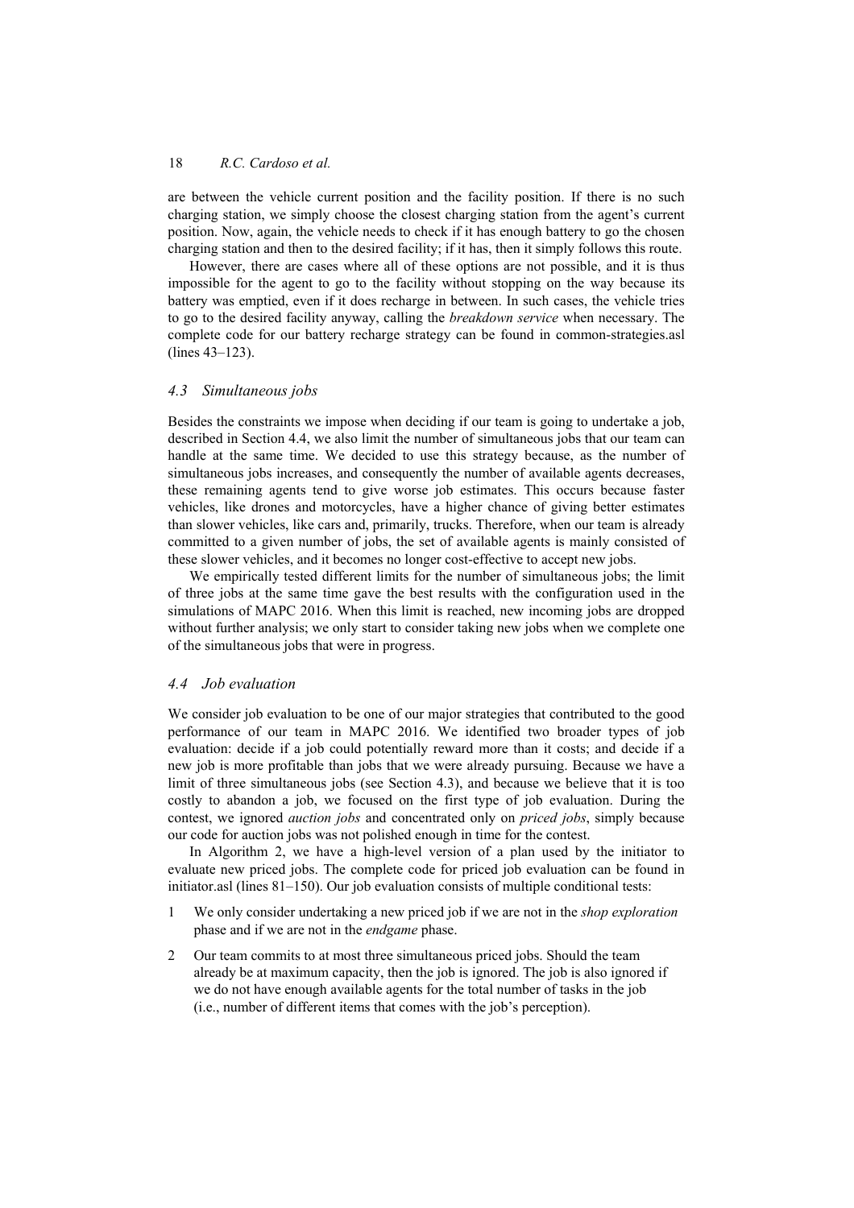are between the vehicle current position and the facility position. If there is no such charging station, we simply choose the closest charging station from the agent's current position. Now, again, the vehicle needs to check if it has enough battery to go the chosen charging station and then to the desired facility; if it has, then it simply follows this route.

However, there are cases where all of these options are not possible, and it is thus impossible for the agent to go to the facility without stopping on the way because its battery was emptied, even if it does recharge in between. In such cases, the vehicle tries to go to the desired facility anyway, calling the *breakdown service* when necessary. The complete code for our battery recharge strategy can be found in common-strategies.asl (lines 43–123).

### 4.3 Simultaneous jobs

Besides the constraints we impose when deciding if our team is going to undertake a job, described in Section 4.4, we also limit the number of simultaneous jobs that our team can handle at the same time. We decided to use this strategy because, as the number of simultaneous jobs increases, and consequently the number of available agents decreases, these remaining agents tend to give worse job estimates. This occurs because faster vehicles, like drones and motorcycles, have a higher chance of giving better estimates than slower vehicles, like cars and, primarily, trucks. Therefore, when our team is already committed to a given number of jobs, the set of available agents is mainly consisted of these slower vehicles, and it becomes no longer cost-effective to accept new jobs.

We empirically tested different limits for the number of simultaneous jobs; the limit of three jobs at the same time gave the best results with the configuration used in the simulations of MAPC 2016. When this limit is reached, new incoming jobs are dropped without further analysis; we only start to consider taking new jobs when we complete one of the simultaneous jobs that were in progress.

### 4.4 Job evaluation

We consider job evaluation to be one of our major strategies that contributed to the good performance of our team in MAPC 2016. We identified two broader types of job evaluation: decide if a job could potentially reward more than it costs; and decide if a new job is more profitable than jobs that we were already pursuing. Because we have a limit of three simultaneous jobs (see Section 4.3), and because we believe that it is too costly to abandon a job, we focused on the first type of job evaluation. During the contest, we ignored *auction jobs* and concentrated only on *priced jobs*, simply because our code for auction jobs was not polished enough in time for the contest.

In Algorithm 2, we have a high-level version of a plan used by the initiator to evaluate new priced jobs. The complete code for priced job evaluation can be found in initiator.asl (lines 81–150). Our job evaluation consists of multiple conditional tests:

1. We only consider undertaking a new priced job if we are not in the *shop exploration* phase and if we are not in the *endgame* phase.
2. Our team commits to at most three simultaneous priced jobs. Should the team already be at maximum capacity, then the job is ignored. The job is also ignored if we do not have enough available agents for the total number of tasks in the job (i.e., number of different items that comes with the job's perception).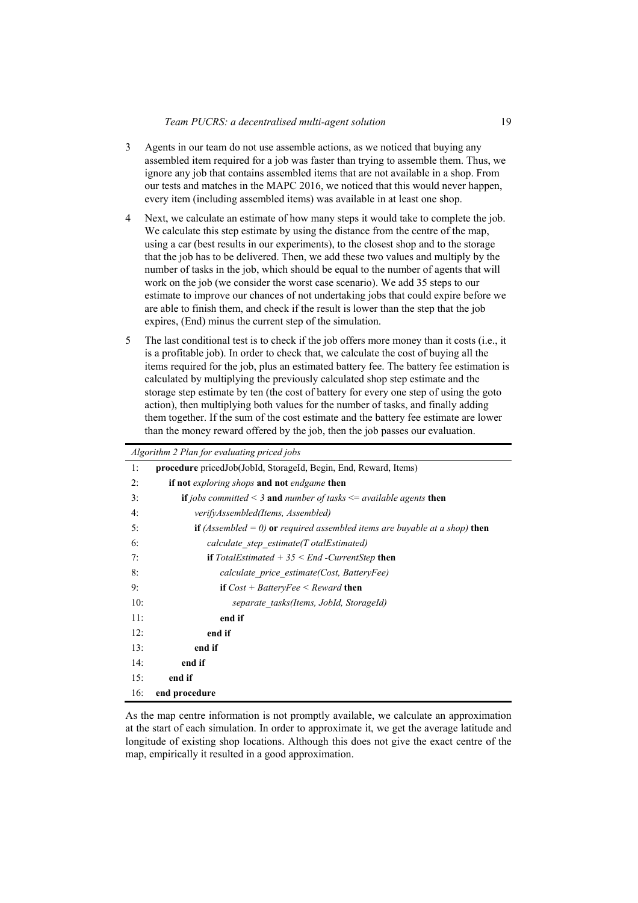3. Agents in our team do not use assemble actions, as we noticed that buying any assembled item required for a job was faster than trying to assemble them. Thus, we ignore any job that contains assembled items that are not available in a shop. From our tests and matches in the MAPC 2016, we noticed that this would never happen, every item (including assembled items) was available in at least one shop.

4. Next, we calculate an estimate of how many steps it would take to complete the job. We calculate this step estimate by using the distance from the centre of the map, using a car (best results in our experiments), to the closest shop and to the storage that the job has to be delivered. Then, we add these two values and multiply by the number of tasks in the job, which should be equal to the number of agents that will work on the job (we consider the worst case scenario). We add 35 steps to our estimate to improve our chances of not undertaking jobs that could expire before we are able to finish them, and check if the result is lower than the step that the job expires, (End) minus the current step of the simulation.

5. The last conditional test is to check if the job offers more money than it costs (i.e., it is a profitable job). In order to check that, we calculate the cost of buying all the items required for the job, plus an estimated battery fee. The battery fee estimation is calculated by multiplying the previously calculated shop step estimate and the storage step estimate by ten (the cost of battery for every one step of using the goto action), then multiplying both values for the number of tasks, and finally adding them together. If the sum of the cost estimate and the battery fee estimate are lower than the money reward offered by the job, then the job passes our evaluation.

*Algorithm 2 Plan for evaluating priced jobs*

```
1:  procedure pricedJob(JobId, StorageId, Begin, End, Reward, Items)
2:      if not exploring shops and not endgame then
3:          if jobs committed < 3 and number of tasks <= available agents then
4:              verifyAssembled(Items, Assembled)
5:              if (Assembled = 0) or required assembled items are buyable at a shop) then
6:                  calculate_step_estimate(TotalEstimated)
7:                  if TotalEstimated + 35 < End -CurrentStep then
8:                      calculate_price_estimate(Cost, BatteryFee)
9:                      if Cost + BatteryFee < Reward then
10:                         separate_tasks(Items, JobId, StorageId)
11:                     end if
12:                 end if
13:             end if
14:         end if
15:     end if
16: end procedure
```

As the map centre information is not promptly available, we calculate an approximation at the start of each simulation. In order to approximate it, we get the average latitude and longitude of existing shop locations. Although this does not give the exact centre of the map, empirically it resulted in a good approximation.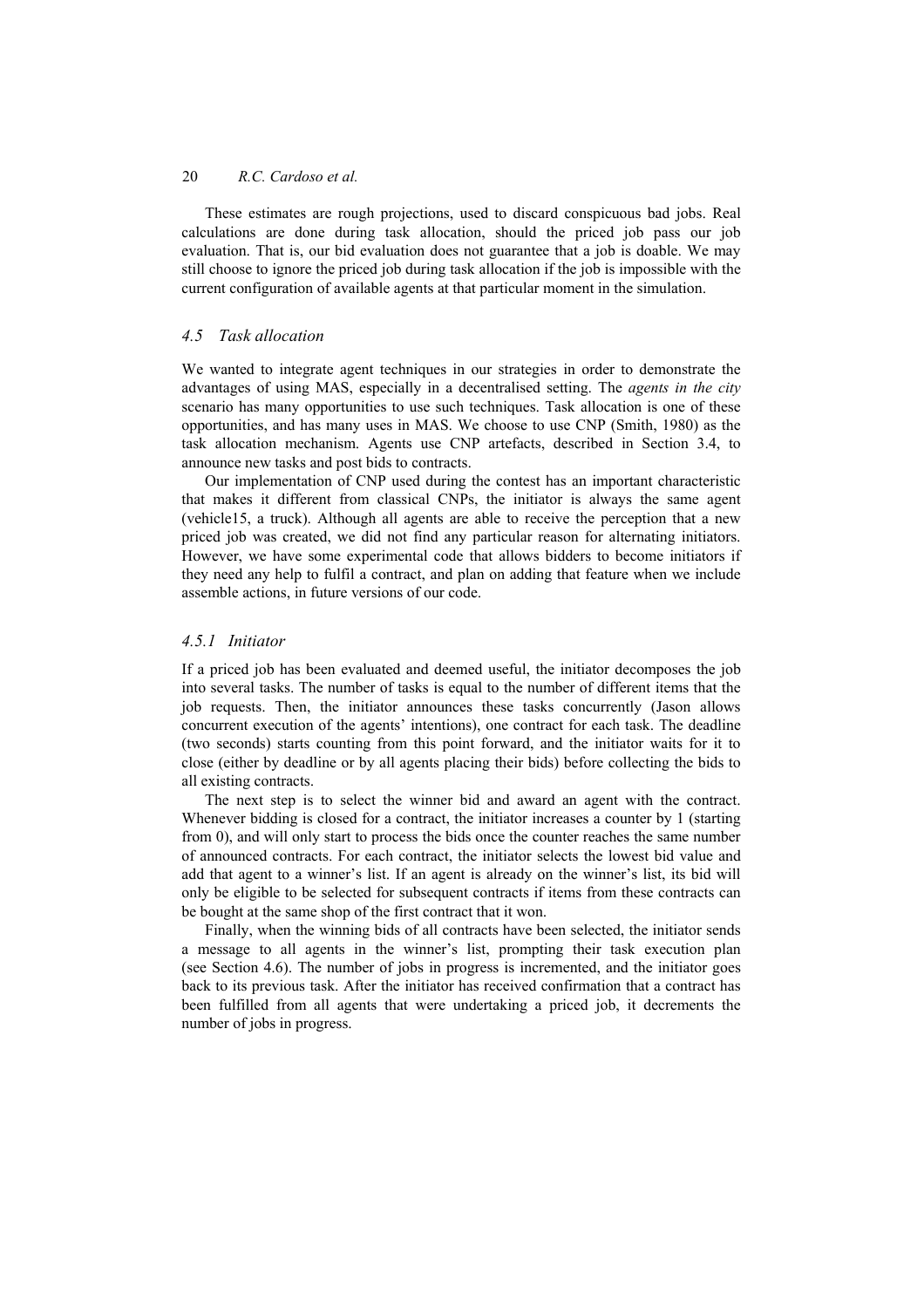These estimates are rough projections, used to discard conspicuous bad jobs. Real calculations are done during task allocation, should the priced job pass our job evaluation. That is, our bid evaluation does not guarantee that a job is doable. We may still choose to ignore the priced job during task allocation if the job is impossible with the current configuration of available agents at that particular moment in the simulation.

### *4.5 Task allocation*

We wanted to integrate agent techniques in our strategies in order to demonstrate the advantages of using MAS, especially in a decentralised setting. The *agents in the city* scenario has many opportunities to use such techniques. Task allocation is one of these opportunities, and has many uses in MAS. We choose to use CNP (Smith, 1980) as the task allocation mechanism. Agents use CNP artefacts, described in Section 3.4, to announce new tasks and post bids to contracts.

Our implementation of CNP used during the contest has an important characteristic that makes it different from classical CNPs, the initiator is always the same agent (vehicle15, a truck). Although all agents are able to receive the perception that a new priced job was created, we did not find any particular reason for alternating initiators. However, we have some experimental code that allows bidders to become initiators if they need any help to fulfil a contract, and plan on adding that feature when we include assemble actions, in future versions of our code.

#### *4.5.1 Initiator*

If a priced job has been evaluated and deemed useful, the initiator decomposes the job into several tasks. The number of tasks is equal to the number of different items that the job requests. Then, the initiator announces these tasks concurrently (Jason allows concurrent execution of the agents' intentions), one contract for each task. The deadline (two seconds) starts counting from this point forward, and the initiator waits for it to close (either by deadline or by all agents placing their bids) before collecting the bids to all existing contracts.

The next step is to select the winner bid and award an agent with the contract. Whenever bidding is closed for a contract, the initiator increases a counter by 1 (starting from 0), and will only start to process the bids once the counter reaches the same number of announced contracts. For each contract, the initiator selects the lowest bid value and add that agent to a winner's list. If an agent is already on the winner's list, its bid will only be eligible to be selected for subsequent contracts if items from these contracts can be bought at the same shop of the first contract that it won.

Finally, when the winning bids of all contracts have been selected, the initiator sends a message to all agents in the winner's list, prompting their task execution plan (see Section 4.6). The number of jobs in progress is incremented, and the initiator goes back to its previous task. After the initiator has received confirmation that a contract has been fulfilled from all agents that were undertaking a priced job, it decrements the number of jobs in progress.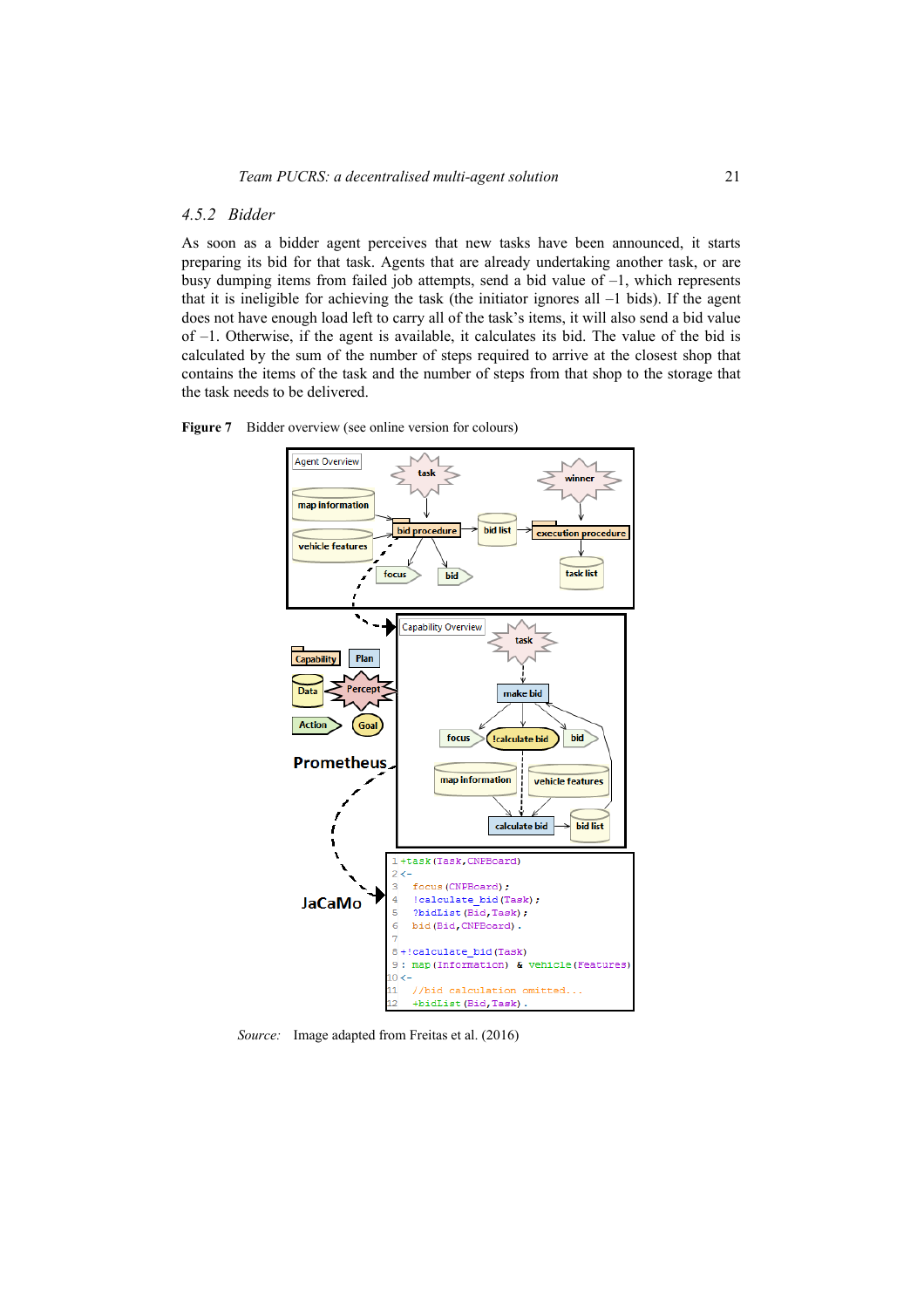### 4.5.2 Bidder

As soon as a bidder agent perceives that new tasks have been announced, it starts preparing its bid for that task. Agents that are already undertaking another task, or are busy dumping items from failed job attempts, send a bid value of –1, which represents that it is ineligible for achieving the task (the initiator ignores all –1 bids). If the agent does not have enough load left to carry all of the task's items, it will also send a bid value of –1. Otherwise, if the agent is available, it calculates its bid. The value of the bid is calculated by the sum of the number of steps required to arrive at the closest shop that contains the items of the task and the number of steps from that shop to the storage that the task needs to be delivered.

**Figure 7** Bidder overview (see online version for colours)

Agent Overview

task

winner

map information

vehicle features

bid procedure

bid list

execution procedure

task list

focus

bid

Capability Overview

task

make bid

focus

!calculate bid

bid

map information

vehicle features

calculate bid

bid list

Capability

Plan

Data

Percept

Action

Goal

Prometheus

JaCaMo

```
1 +task(Task,CNPBoard)
2 <-
3   focus(CNPBoard);
4   !calculate_bid(Task);
5   ?bidList(Bid,Task);
6   bid(Bid,CNPBoard).
7
8 +!calculate_bid(Task)
9 : map(Information) & vehicle(Features)
10 <-
11   //bid calculation omitted...
12   +bidList(Bid,Task).
```

*Source:* Image adapted from Freitas et al. (2016)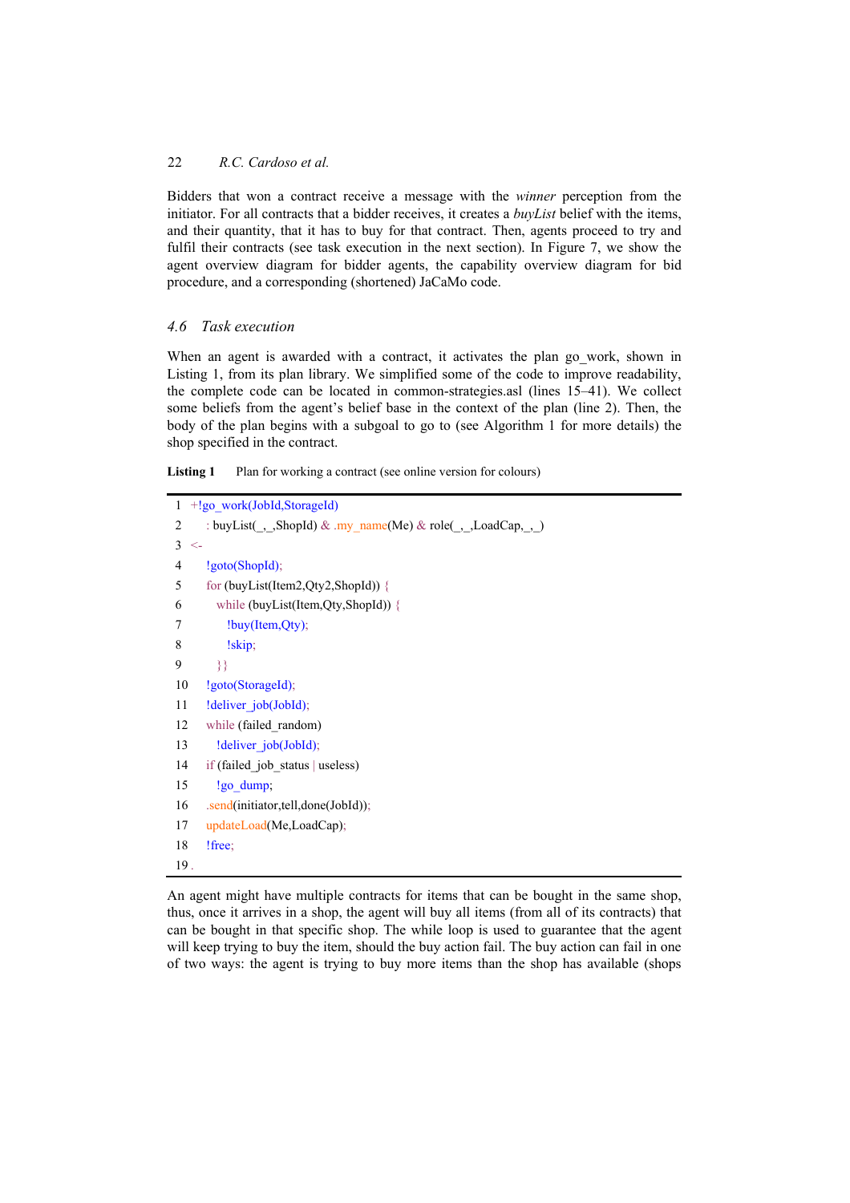Bidders that won a contract receive a message with the *winner* perception from the initiator. For all contracts that a bidder receives, it creates a *buyList* belief with the items, and their quantity, that it has to buy for that contract. Then, agents proceed to try and fulfil their contracts (see task execution in the next section). In Figure 7, we show the agent overview diagram for bidder agents, the capability overview diagram for bid procedure, and a corresponding (shortened) JaCaMo code.

### 4.6 Task execution

When an agent is awarded with a contract, it activates the plan go_work, shown in Listing 1, from its plan library. We simplified some of the code to improve readability, the complete code can be located in common-strategies.asl (lines 15–41). We collect some beliefs from the agent's belief base in the context of the plan (line 2). Then, the body of the plan begins with a subgoal to go to (see Algorithm 1 for more details) the shop specified in the contract.

**Listing 1** Plan for working a contract (see online version for colours)

```
1  +!go_work(JobId,StorageId)
2     : buyList(_,_,ShopId) & .my_name(Me) & role(_,_,LoadCap,_,_)
3  <-
4     !goto(ShopId);
5     for (buyList(Item2,Qty2,ShopId)) {
6       while (buyList(Item,Qty,ShopId)) {
7         !buy(Item,Qty);
8         !skip;
9       }}
10    !goto(StorageId);
11    !deliver_job(JobId);
12    while (failed_random)
13      !deliver_job(JobId);
14    if (failed_job_status | useless)
15      !go_dump;
16    .send(initiator,tell,done(JobId));
17    updateLoad(Me,LoadCap);
18    !free;
19 .
```

An agent might have multiple contracts for items that can be bought in the same shop, thus, once it arrives in a shop, the agent will buy all items (from all of its contracts) that can be bought in that specific shop. The while loop is used to guarantee that the agent will keep trying to buy the item, should the buy action fail. The buy action can fail in one of two ways: the agent is trying to buy more items than the shop has available (shops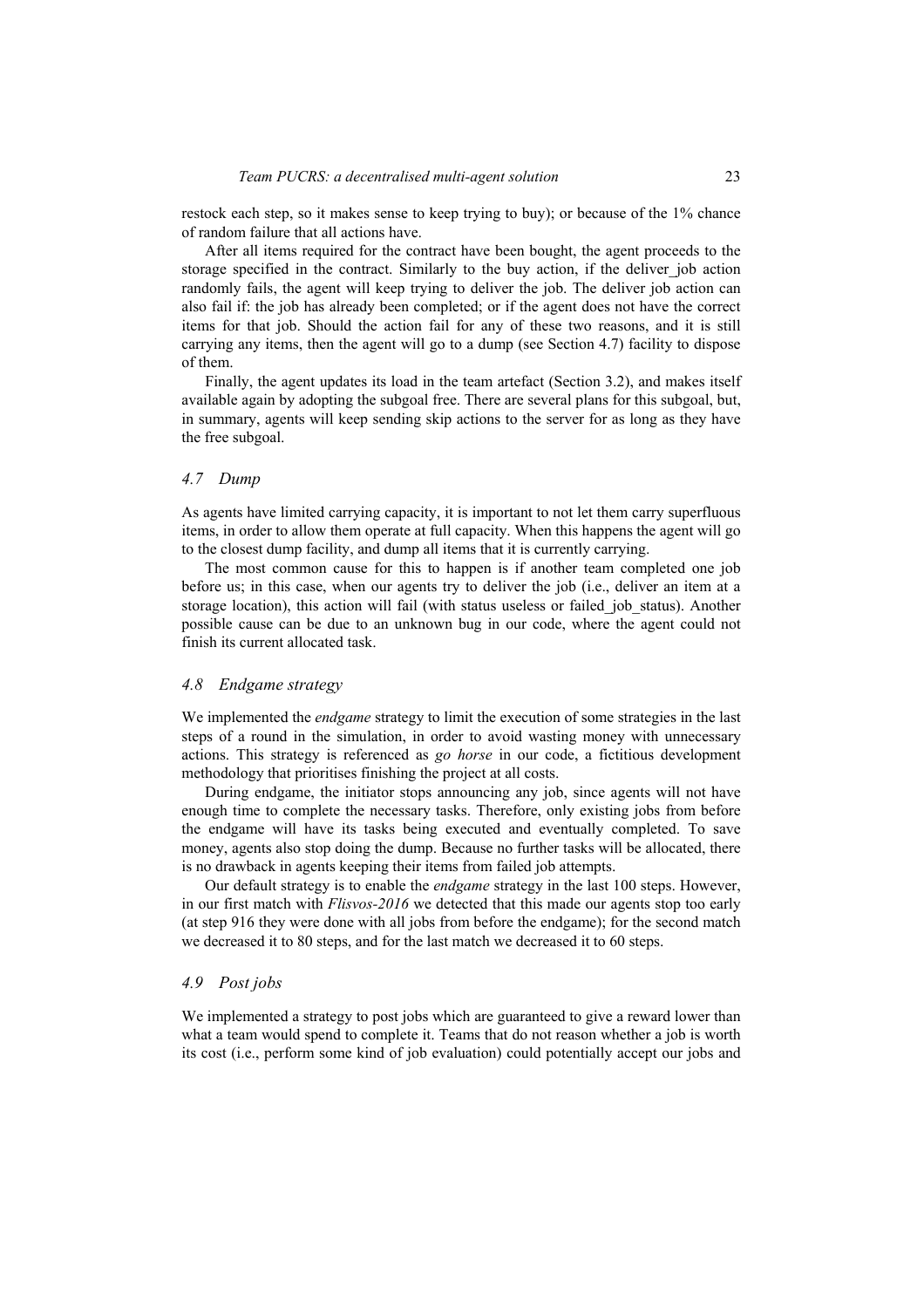restock each step, so it makes sense to keep trying to buy); or because of the 1% chance of random failure that all actions have.

After all items required for the contract have been bought, the agent proceeds to the storage specified in the contract. Similarly to the buy action, if the deliver_job action randomly fails, the agent will keep trying to deliver the job. The deliver job action can also fail if: the job has already been completed; or if the agent does not have the correct items for that job. Should the action fail for any of these two reasons, and it is still carrying any items, then the agent will go to a dump (see Section 4.7) facility to dispose of them.

Finally, the agent updates its load in the team artefact (Section 3.2), and makes itself available again by adopting the subgoal free. There are several plans for this subgoal, but, in summary, agents will keep sending skip actions to the server for as long as they have the free subgoal.

### 4.7 Dump

As agents have limited carrying capacity, it is important to not let them carry superfluous items, in order to allow them operate at full capacity. When this happens the agent will go to the closest dump facility, and dump all items that it is currently carrying.

The most common cause for this to happen is if another team completed one job before us; in this case, when our agents try to deliver the job (i.e., deliver an item at a storage location), this action will fail (with status useless or failed_job_status). Another possible cause can be due to an unknown bug in our code, where the agent could not finish its current allocated task.

### 4.8 Endgame strategy

We implemented the *endgame* strategy to limit the execution of some strategies in the last steps of a round in the simulation, in order to avoid wasting money with unnecessary actions. This strategy is referenced as *go horse* in our code, a fictitious development methodology that prioritises finishing the project at all costs.

During endgame, the initiator stops announcing any job, since agents will not have enough time to complete the necessary tasks. Therefore, only existing jobs from before the endgame will have its tasks being executed and eventually completed. To save money, agents also stop doing the dump. Because no further tasks will be allocated, there is no drawback in agents keeping their items from failed job attempts.

Our default strategy is to enable the *endgame* strategy in the last 100 steps. However, in our first match with *Flisvos-2016* we detected that this made our agents stop too early (at step 916 they were done with all jobs from before the endgame); for the second match we decreased it to 80 steps, and for the last match we decreased it to 60 steps.

### 4.9 Post jobs

We implemented a strategy to post jobs which are guaranteed to give a reward lower than what a team would spend to complete it. Teams that do not reason whether a job is worth its cost (i.e., perform some kind of job evaluation) could potentially accept our jobs and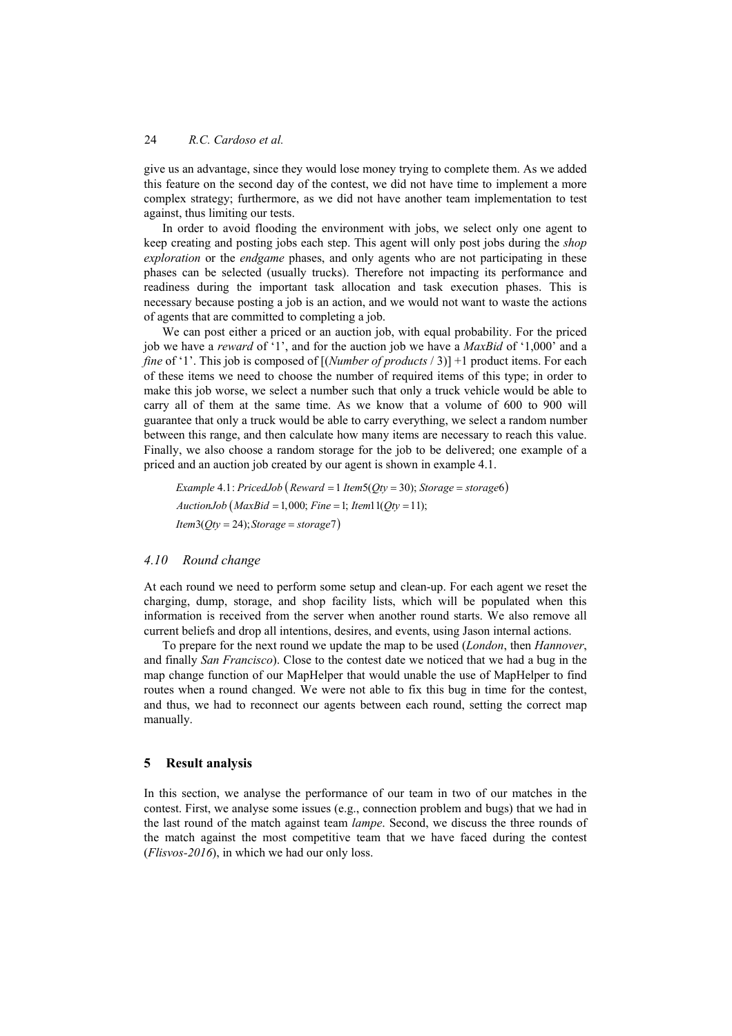give us an advantage, since they would lose money trying to complete them. As we added this feature on the second day of the contest, we did not have time to implement a more complex strategy; furthermore, as we did not have another team implementation to test against, thus limiting our tests.

In order to avoid flooding the environment with jobs, we select only one agent to keep creating and posting jobs each step. This agent will only post jobs during the *shop exploration* or the *endgame* phases, and only agents who are not participating in these phases can be selected (usually trucks). Therefore not impacting its performance and readiness during the important task allocation and task execution phases. This is necessary because posting a job is an action, and we would not want to waste the actions of agents that are committed to completing a job.

We can post either a priced or an auction job, with equal probability. For the priced job we have a *reward* of '1', and for the auction job we have a *MaxBid* of '1,000' and a *fine* of '1'. This job is composed of [(*Number of products* / 3)] +1 product items. For each of these items we need to choose the number of required items of this type; in order to make this job worse, we select a number such that only a truck vehicle would be able to carry all of them at the same time. As we know that a volume of 600 to 900 will guarantee that only a truck would be able to carry everything, we select a random number between this range, and then calculate how many items are necessary to reach this value. Finally, we also choose a random storage for the job to be delivered; one example of a priced and an auction job created by our agent is shown in example 4.1.

$$\begin{aligned}&\textit{Example } 4.1: \textit{PricedJob}\left(\textit{Reward} = 1\ \textit{Item}5(\textit{Qty} = 30);\ \textit{Storage} = \textit{storage}6\right)\\&\textit{AuctionJob}\left(\textit{MaxBid} = 1{,}000;\ \textit{Fine} = 1;\ \textit{Item}11(\textit{Qty} = 11);\right.\\&\left.\textit{Item}3(\textit{Qty} = 24);\ \textit{Storage} = \textit{storage}7\right)\end{aligned}$$

### *4.10 Round change*

At each round we need to perform some setup and clean-up. For each agent we reset the charging, dump, storage, and shop facility lists, which will be populated when this information is received from the server when another round starts. We also remove all current beliefs and drop all intentions, desires, and events, using Jason internal actions.

To prepare for the next round we update the map to be used (*London*, then *Hannover*, and finally *San Francisco*). Close to the contest date we noticed that we had a bug in the map change function of our MapHelper that would unable the use of MapHelper to find routes when a round changed. We were not able to fix this bug in time for the contest, and thus, we had to reconnect our agents between each round, setting the correct map manually.

## 5 Result analysis

In this section, we analyse the performance of our team in two of our matches in the contest. First, we analyse some issues (e.g., connection problem and bugs) that we had in the last round of the match against team *lampe*. Second, we discuss the three rounds of the match against the most competitive team that we have faced during the contest (*Flisvos-2016*), in which we had our only loss.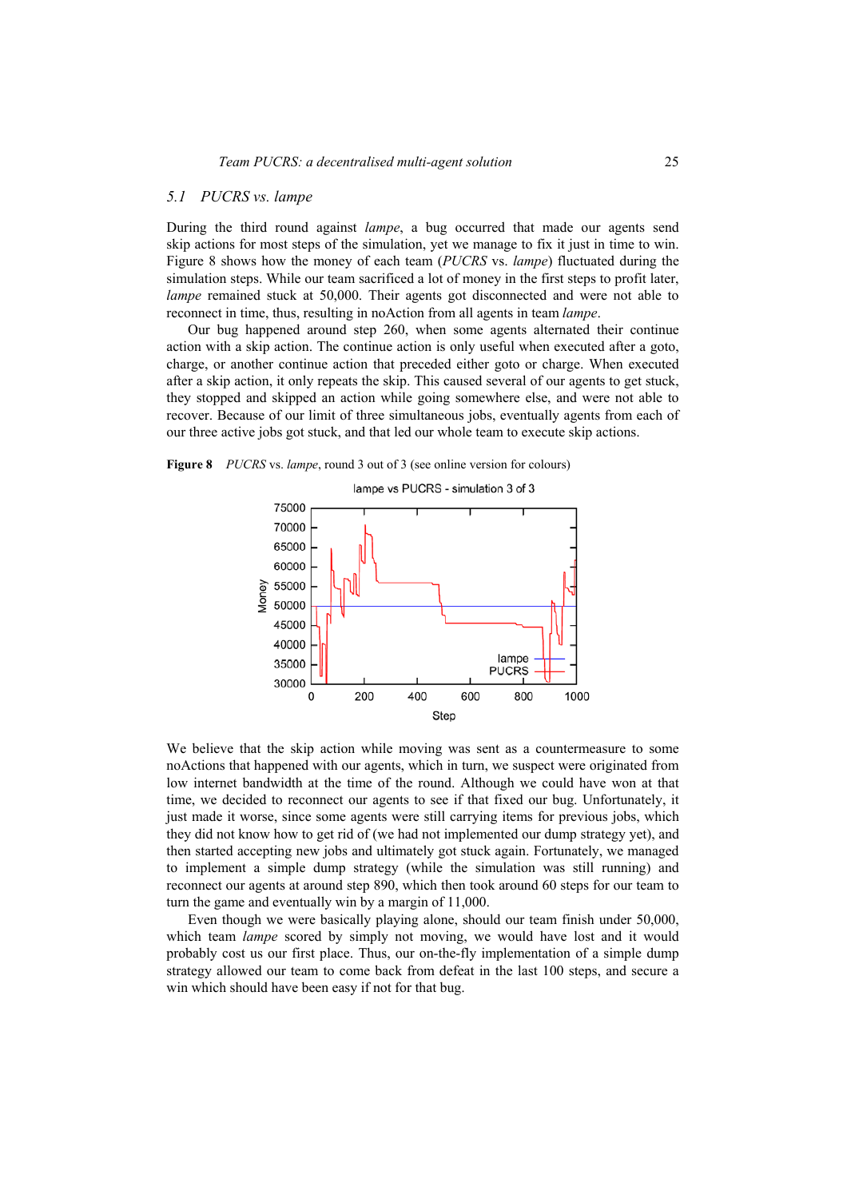## 5.1 PUCRS vs. lampe

During the third round against *lampe*, a bug occurred that made our agents send skip actions for most steps of the simulation, yet we manage to fix it just in time to win. Figure 8 shows how the money of each team (*PUCRS* vs. *lampe*) fluctuated during the simulation steps. While our team sacrificed a lot of money in the first steps to profit later, *lampe* remained stuck at 50,000. Their agents got disconnected and were not able to reconnect in time, thus, resulting in noAction from all agents in team *lampe*.

Our bug happened around step 260, when some agents alternated their continue action with a skip action. The continue action is only useful when executed after a goto, charge, or another continue action that preceded either goto or charge. When executed after a skip action, it only repeats the skip. This caused several of our agents to get stuck, they stopped and skipped an action while going somewhere else, and were not able to recover. Because of our limit of three simultaneous jobs, eventually agents from each of our three active jobs got stuck, and that led our whole team to execute skip actions.

**Figure 8** *PUCRS* vs. *lampe*, round 3 out of 3 (see online version for colours)

lampe vs PUCRS - simulation 3 of 3

Money

75000
70000
65000
60000
55000
50000
45000
40000
35000
30000

0
200
400
600
800
1000

Step

lampe
PUCRS

We believe that the skip action while moving was sent as a countermeasure to some noActions that happened with our agents, which in turn, we suspect were originated from low internet bandwidth at the time of the round. Although we could have won at that time, we decided to reconnect our agents to see if that fixed our bug. Unfortunately, it just made it worse, since some agents were still carrying items for previous jobs, which they did not know how to get rid of (we had not implemented our dump strategy yet), and then started accepting new jobs and ultimately got stuck again. Fortunately, we managed to implement a simple dump strategy (while the simulation was still running) and reconnect our agents at around step 890, which then took around 60 steps for our team to turn the game and eventually win by a margin of 11,000.

Even though we were basically playing alone, should our team finish under 50,000, which team *lampe* scored by simply not moving, we would have lost and it would probably cost us our first place. Thus, our on-the-fly implementation of a simple dump strategy allowed our team to come back from defeat in the last 100 steps, and secure a win which should have been easy if not for that bug.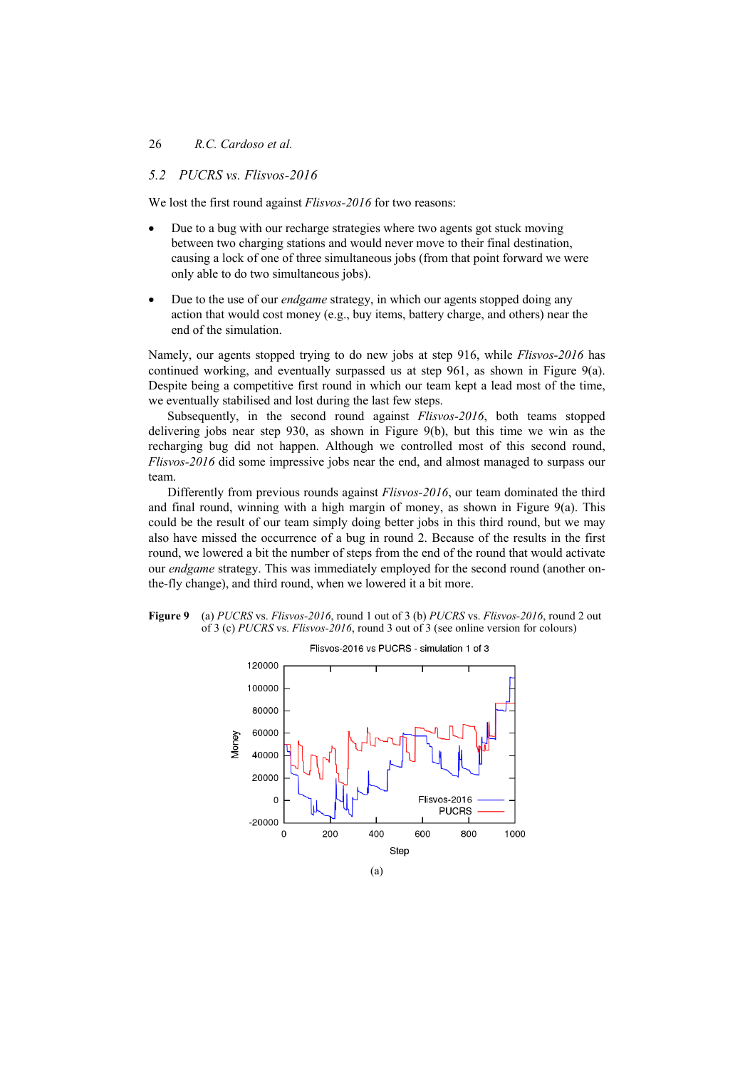## 5.2 PUCRS vs. Flisvos-2016

We lost the first round against *Flisvos-2016* for two reasons:

- Due to a bug with our recharge strategies where two agents got stuck moving between two charging stations and would never move to their final destination, causing a lock of one of three simultaneous jobs (from that point forward we were only able to do two simultaneous jobs).
- Due to the use of our *endgame* strategy, in which our agents stopped doing any action that would cost money (e.g., buy items, battery charge, and others) near the end of the simulation.

Namely, our agents stopped trying to do new jobs at step 916, while *Flisvos-2016* has continued working, and eventually surpassed us at step 961, as shown in Figure 9(a). Despite being a competitive first round in which our team kept a lead most of the time, we eventually stabilised and lost during the last few steps.

Subsequently, in the second round against *Flisvos-2016*, both teams stopped delivering jobs near step 930, as shown in Figure 9(b), but this time we win as the recharging bug did not happen. Although we controlled most of this second round, *Flisvos-2016* did some impressive jobs near the end, and almost managed to surpass our team.

Differently from previous rounds against *Flisvos-2016*, our team dominated the third and final round, winning with a high margin of money, as shown in Figure 9(a). This could be the result of our team simply doing better jobs in this third round, but we may also have missed the occurrence of a bug in round 2. Because of the results in the first round, we lowered a bit the number of steps from the end of the round that would activate our *endgame* strategy. This was immediately employed for the second round (another on-the-fly change), and third round, when we lowered it a bit more.

**Figure 9** (a) *PUCRS* vs. *Flisvos-2016*, round 1 out of 3 (b) *PUCRS* vs. *Flisvos-2016*, round 2 out of 3 (c) *PUCRS* vs. *Flisvos-2016*, round 3 out of 3 (see online version for colours)

Flisvos-2016 vs PUCRS - simulation 1 of 3

Money

120000
100000
80000
60000
40000
20000
0
-20000

Step

0
200
400
600
800
1000

Flisvos-2016
PUCRS

(a)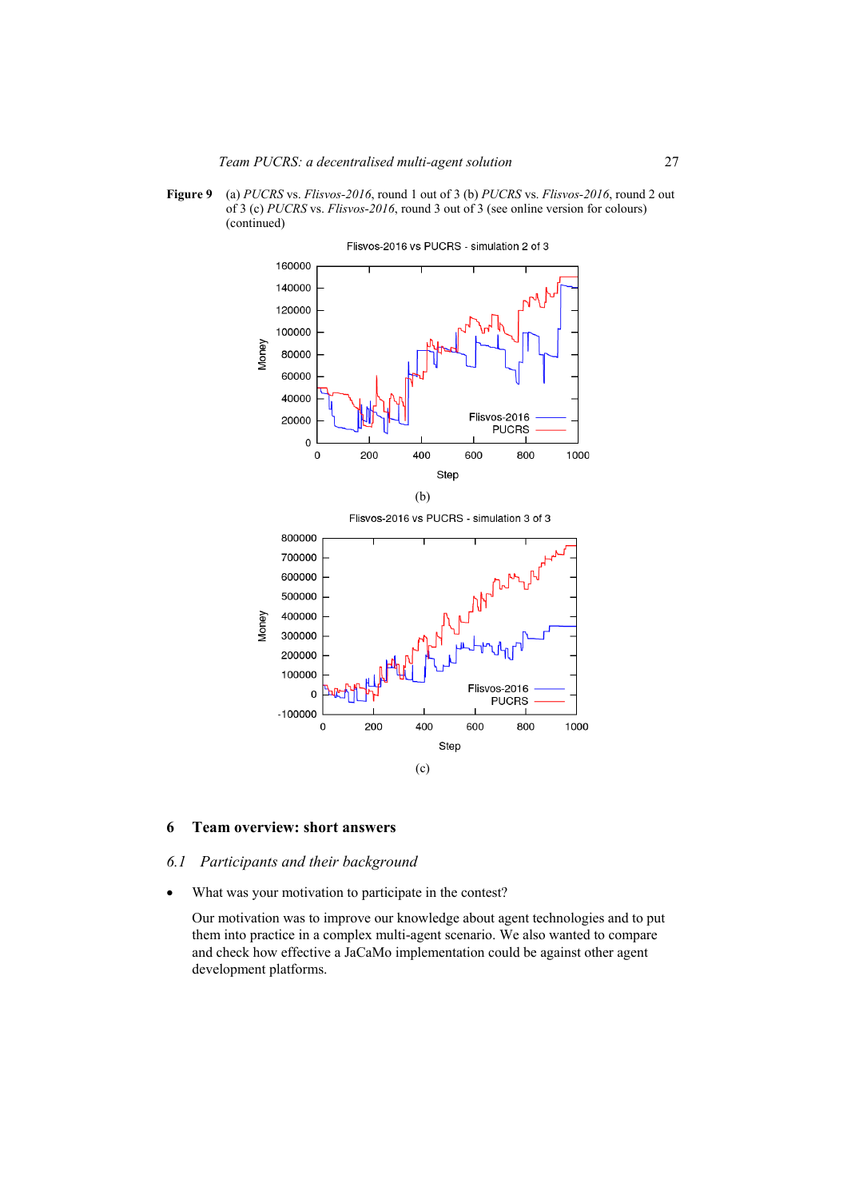**Figure 9** (a) *PUCRS* vs. *Flisvos-2016*, round 1 out of 3 (b) *PUCRS* vs. *Flisvos-2016*, round 2 out of 3 (c) *PUCRS* vs. *Flisvos-2016*, round 3 out of 3 (see online version for colours) (continued)

Flisvos-2016 vs PUCRS - simulation 2 of 3

Money

160000
140000
120000
100000
80000
60000
40000
20000
0

0 200 400 600 800 1000

Step

Flisvos-2016
PUCRS

(b)

Flisvos-2016 vs PUCRS - simulation 3 of 3

Money

800000
700000
600000
500000
400000
300000
200000
100000
0
-100000

0 200 400 600 800 1000

Step

Flisvos-2016
PUCRS

(c)

## 6 Team overview: short answers

### 6.1 *Participants and their background*

- What was your motivation to participate in the contest?

  Our motivation was to improve our knowledge about agent technologies and to put them into practice in a complex multi-agent scenario. We also wanted to compare and check how effective a JaCaMo implementation could be against other agent development platforms.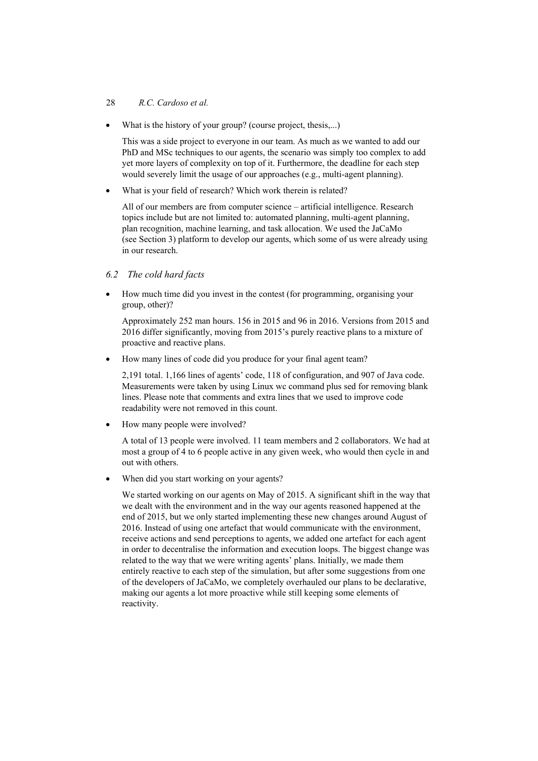- What is the history of your group? (course project, thesis,...)

  This was a side project to everyone in our team. As much as we wanted to add our PhD and MSc techniques to our agents, the scenario was simply too complex to add yet more layers of complexity on top of it. Furthermore, the deadline for each step would severely limit the usage of our approaches (e.g., multi-agent planning).

- What is your field of research? Which work therein is related?

  All of our members are from computer science – artificial intelligence. Research topics include but are not limited to: automated planning, multi-agent planning, plan recognition, machine learning, and task allocation. We used the JaCaMo (see Section 3) platform to develop our agents, which some of us were already using in our research.

### *6.2 The cold hard facts*

- How much time did you invest in the contest (for programming, organising your group, other)?

  Approximately 252 man hours. 156 in 2015 and 96 in 2016. Versions from 2015 and 2016 differ significantly, moving from 2015's purely reactive plans to a mixture of proactive and reactive plans.

- How many lines of code did you produce for your final agent team?

  2,191 total. 1,166 lines of agents' code, 118 of configuration, and 907 of Java code. Measurements were taken by using Linux wc command plus sed for removing blank lines. Please note that comments and extra lines that we used to improve code readability were not removed in this count.

- How many people were involved?

  A total of 13 people were involved. 11 team members and 2 collaborators. We had at most a group of 4 to 6 people active in any given week, who would then cycle in and out with others.

- When did you start working on your agents?

  We started working on our agents on May of 2015. A significant shift in the way that we dealt with the environment and in the way our agents reasoned happened at the end of 2015, but we only started implementing these new changes around August of 2016. Instead of using one artefact that would communicate with the environment, receive actions and send perceptions to agents, we added one artefact for each agent in order to decentralise the information and execution loops. The biggest change was related to the way that we were writing agents' plans. Initially, we made them entirely reactive to each step of the simulation, but after some suggestions from one of the developers of JaCaMo, we completely overhauled our plans to be declarative, making our agents a lot more proactive while still keeping some elements of reactivity.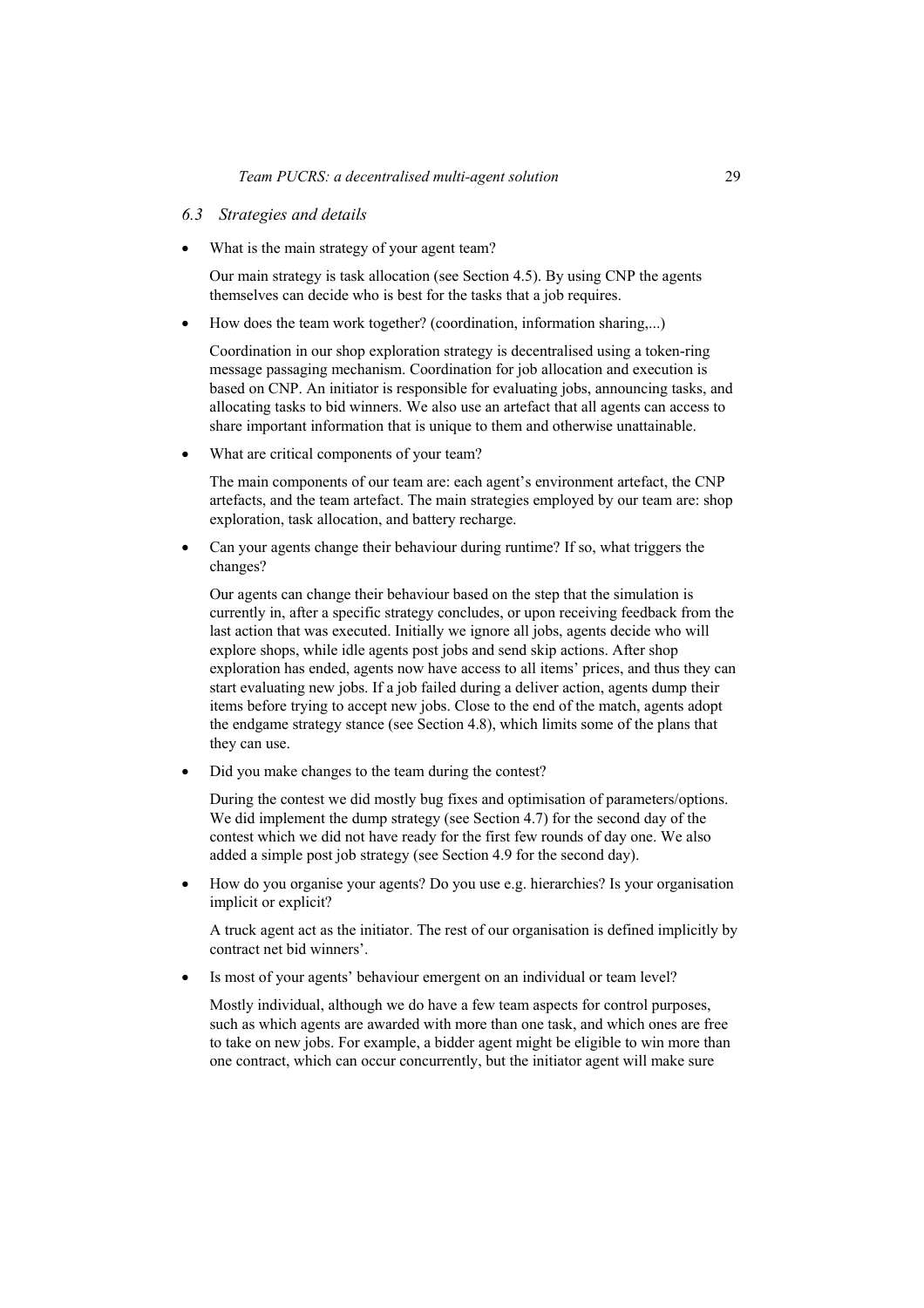### *6.3 Strategies and details*

- What is the main strategy of your agent team?

  Our main strategy is task allocation (see Section 4.5). By using CNP the agents themselves can decide who is best for the tasks that a job requires.

- How does the team work together? (coordination, information sharing,...)

  Coordination in our shop exploration strategy is decentralised using a token-ring message passaging mechanism. Coordination for job allocation and execution is based on CNP. An initiator is responsible for evaluating jobs, announcing tasks, and allocating tasks to bid winners. We also use an artefact that all agents can access to share important information that is unique to them and otherwise unattainable.

- What are critical components of your team?

  The main components of our team are: each agent's environment artefact, the CNP artefacts, and the team artefact. The main strategies employed by our team are: shop exploration, task allocation, and battery recharge.

- Can your agents change their behaviour during runtime? If so, what triggers the changes?

  Our agents can change their behaviour based on the step that the simulation is currently in, after a specific strategy concludes, or upon receiving feedback from the last action that was executed. Initially we ignore all jobs, agents decide who will explore shops, while idle agents post jobs and send skip actions. After shop exploration has ended, agents now have access to all items' prices, and thus they can start evaluating new jobs. If a job failed during a deliver action, agents dump their items before trying to accept new jobs. Close to the end of the match, agents adopt the endgame strategy stance (see Section 4.8), which limits some of the plans that they can use.

- Did you make changes to the team during the contest?

  During the contest we did mostly bug fixes and optimisation of parameters/options. We did implement the dump strategy (see Section 4.7) for the second day of the contest which we did not have ready for the first few rounds of day one. We also added a simple post job strategy (see Section 4.9 for the second day).

- How do you organise your agents? Do you use e.g. hierarchies? Is your organisation implicit or explicit?

  A truck agent act as the initiator. The rest of our organisation is defined implicitly by contract net bid winners'.

- Is most of your agents' behaviour emergent on an individual or team level?

  Mostly individual, although we do have a few team aspects for control purposes, such as which agents are awarded with more than one task, and which ones are free to take on new jobs. For example, a bidder agent might be eligible to win more than one contract, which can occur concurrently, but the initiator agent will make sure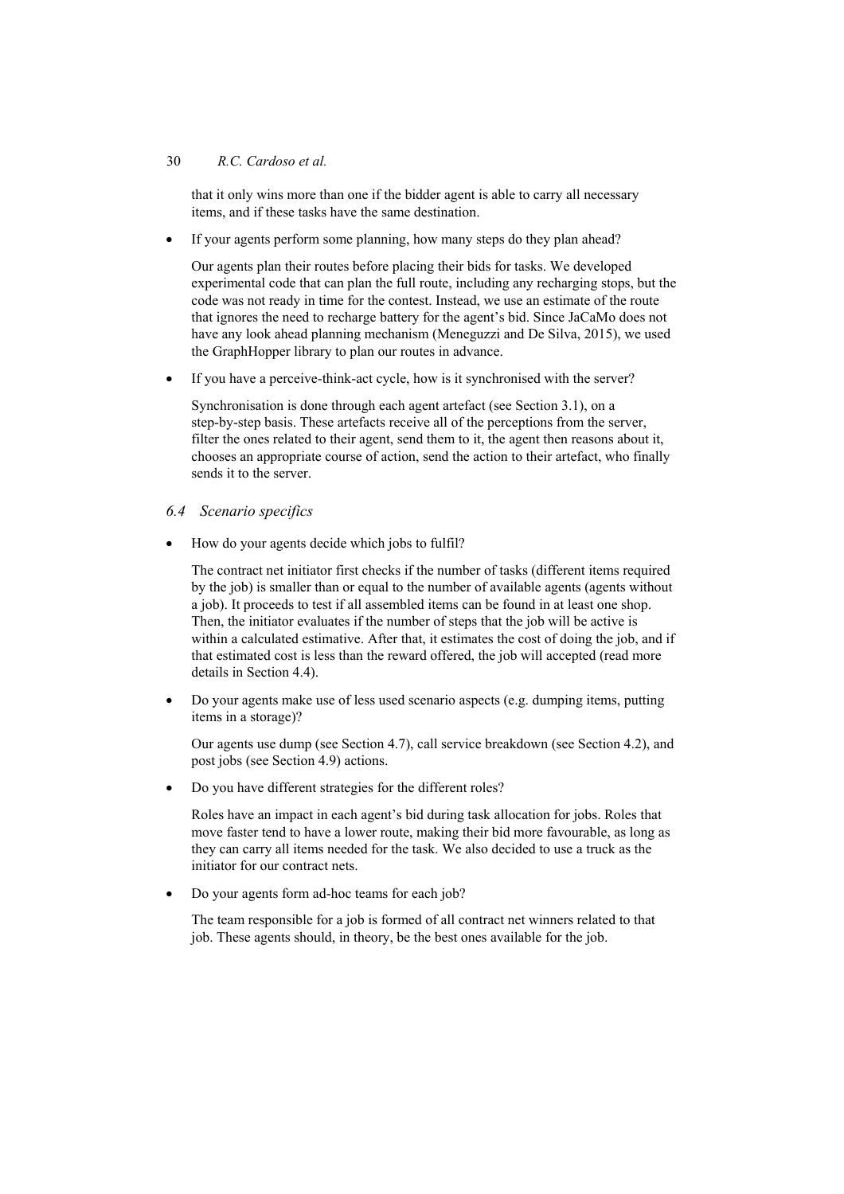that it only wins more than one if the bidder agent is able to carry all necessary items, and if these tasks have the same destination.

- If your agents perform some planning, how many steps do they plan ahead?

  Our agents plan their routes before placing their bids for tasks. We developed experimental code that can plan the full route, including any recharging stops, but the code was not ready in time for the contest. Instead, we use an estimate of the route that ignores the need to recharge battery for the agent's bid. Since JaCaMo does not have any look ahead planning mechanism (Meneguzzi and De Silva, 2015), we used the GraphHopper library to plan our routes in advance.

- If you have a perceive-think-act cycle, how is it synchronised with the server?

  Synchronisation is done through each agent artefact (see Section 3.1), on a step-by-step basis. These artefacts receive all of the perceptions from the server, filter the ones related to their agent, send them to it, the agent then reasons about it, chooses an appropriate course of action, send the action to their artefact, who finally sends it to the server.

### *6.4 Scenario specifics*

- How do your agents decide which jobs to fulfil?

  The contract net initiator first checks if the number of tasks (different items required by the job) is smaller than or equal to the number of available agents (agents without a job). It proceeds to test if all assembled items can be found in at least one shop. Then, the initiator evaluates if the number of steps that the job will be active is within a calculated estimative. After that, it estimates the cost of doing the job, and if that estimated cost is less than the reward offered, the job will accepted (read more details in Section 4.4).

- Do your agents make use of less used scenario aspects (e.g. dumping items, putting items in a storage)?

  Our agents use dump (see Section 4.7), call service breakdown (see Section 4.2), and post jobs (see Section 4.9) actions.

- Do you have different strategies for the different roles?

  Roles have an impact in each agent's bid during task allocation for jobs. Roles that move faster tend to have a lower route, making their bid more favourable, as long as they can carry all items needed for the task. We also decided to use a truck as the initiator for our contract nets.

- Do your agents form ad-hoc teams for each job?

  The team responsible for a job is formed of all contract net winners related to that job. These agents should, in theory, be the best ones available for the job.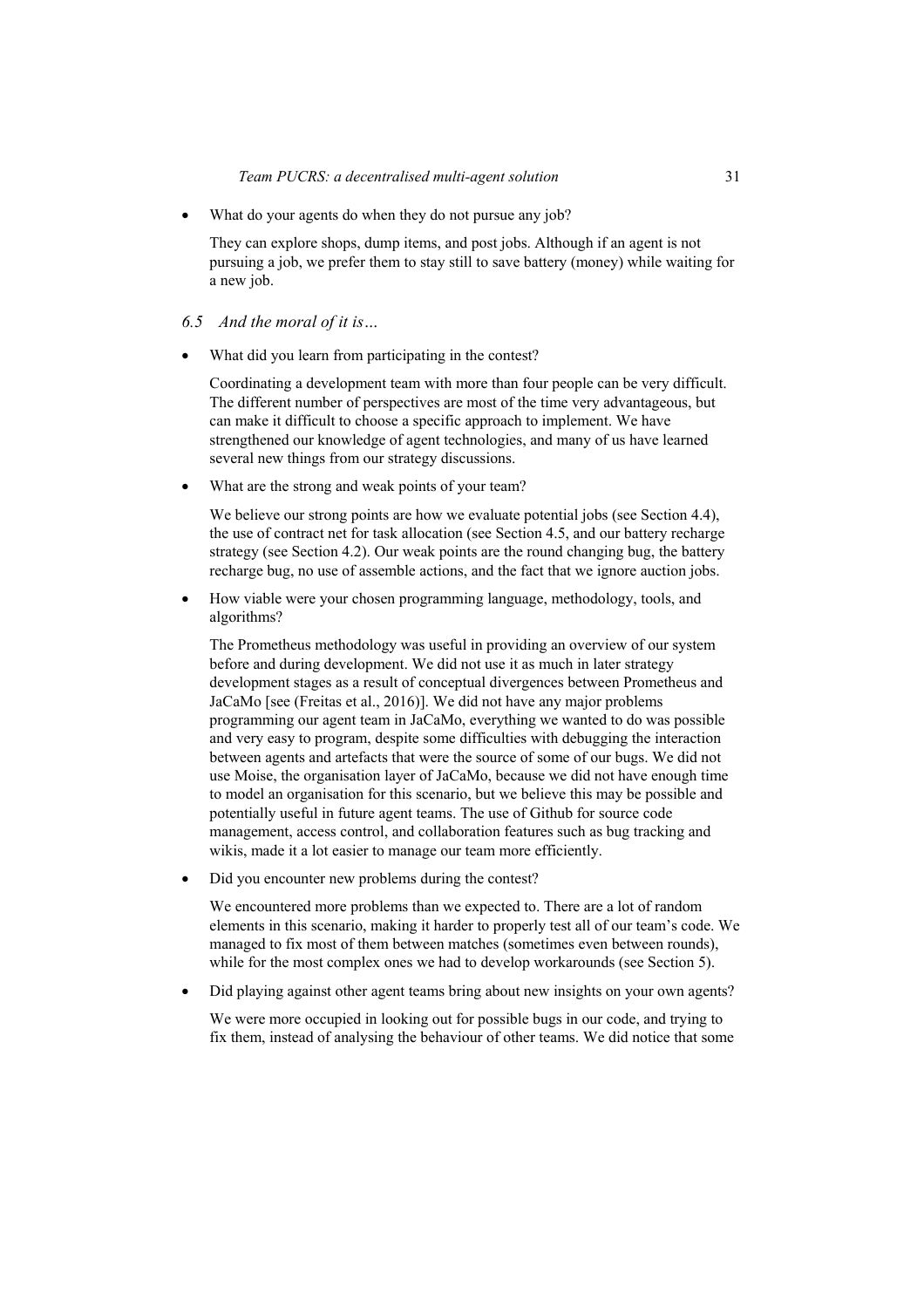- What do your agents do when they do not pursue any job?

  They can explore shops, dump items, and post jobs. Although if an agent is not pursuing a job, we prefer them to stay still to save battery (money) while waiting for a new job.

### *6.5 And the moral of it is…*

- What did you learn from participating in the contest?

  Coordinating a development team with more than four people can be very difficult. The different number of perspectives are most of the time very advantageous, but can make it difficult to choose a specific approach to implement. We have strengthened our knowledge of agent technologies, and many of us have learned several new things from our strategy discussions.

- What are the strong and weak points of your team?

  We believe our strong points are how we evaluate potential jobs (see Section 4.4), the use of contract net for task allocation (see Section 4.5, and our battery recharge strategy (see Section 4.2). Our weak points are the round changing bug, the battery recharge bug, no use of assemble actions, and the fact that we ignore auction jobs.

- How viable were your chosen programming language, methodology, tools, and algorithms?

  The Prometheus methodology was useful in providing an overview of our system before and during development. We did not use it as much in later strategy development stages as a result of conceptual divergences between Prometheus and JaCaMo [see (Freitas et al., 2016)]. We did not have any major problems programming our agent team in JaCaMo, everything we wanted to do was possible and very easy to program, despite some difficulties with debugging the interaction between agents and artefacts that were the source of some of our bugs. We did not use Moise, the organisation layer of JaCaMo, because we did not have enough time to model an organisation for this scenario, but we believe this may be possible and potentially useful in future agent teams. The use of Github for source code management, access control, and collaboration features such as bug tracking and wikis, made it a lot easier to manage our team more efficiently.

- Did you encounter new problems during the contest?

  We encountered more problems than we expected to. There are a lot of random elements in this scenario, making it harder to properly test all of our team's code. We managed to fix most of them between matches (sometimes even between rounds), while for the most complex ones we had to develop workarounds (see Section 5).

- Did playing against other agent teams bring about new insights on your own agents?

  We were more occupied in looking out for possible bugs in our code, and trying to fix them, instead of analysing the behaviour of other teams. We did notice that some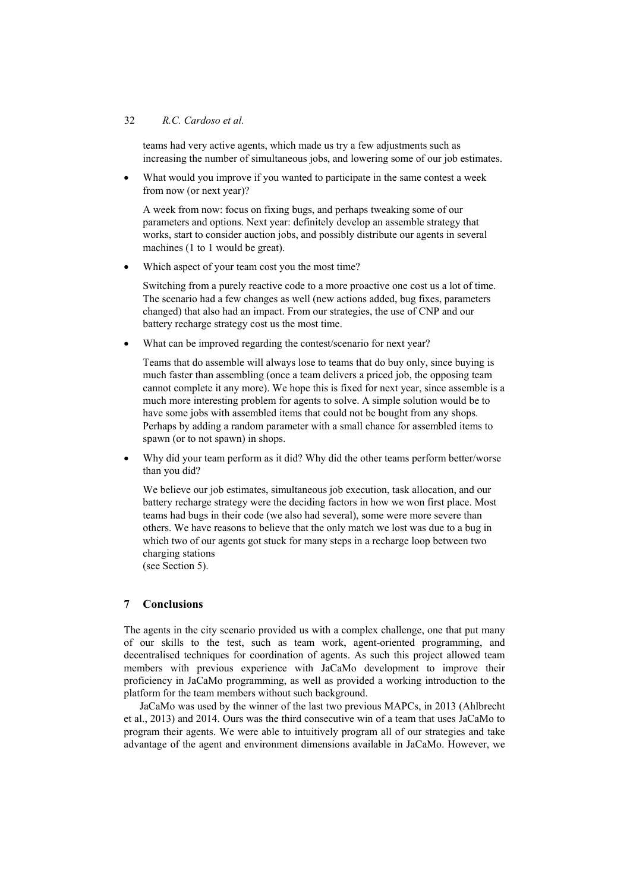teams had very active agents, which made us try a few adjustments such as increasing the number of simultaneous jobs, and lowering some of our job estimates.

- What would you improve if you wanted to participate in the same contest a week from now (or next year)?

  A week from now: focus on fixing bugs, and perhaps tweaking some of our parameters and options. Next year: definitely develop an assemble strategy that works, start to consider auction jobs, and possibly distribute our agents in several machines (1 to 1 would be great).

- Which aspect of your team cost you the most time?

  Switching from a purely reactive code to a more proactive one cost us a lot of time. The scenario had a few changes as well (new actions added, bug fixes, parameters changed) that also had an impact. From our strategies, the use of CNP and our battery recharge strategy cost us the most time.

- What can be improved regarding the contest/scenario for next year?

  Teams that do assemble will always lose to teams that do buy only, since buying is much faster than assembling (once a team delivers a priced job, the opposing team cannot complete it any more). We hope this is fixed for next year, since assemble is a much more interesting problem for agents to solve. A simple solution would be to have some jobs with assembled items that could not be bought from any shops. Perhaps by adding a random parameter with a small chance for assembled items to spawn (or to not spawn) in shops.

- Why did your team perform as it did? Why did the other teams perform better/worse than you did?

  We believe our job estimates, simultaneous job execution, task allocation, and our battery recharge strategy were the deciding factors in how we won first place. Most teams had bugs in their code (we also had several), some were more severe than others. We have reasons to believe that the only match we lost was due to a bug in which two of our agents got stuck for many steps in a recharge loop between two charging stations
  (see Section 5).

## 7 Conclusions

The agents in the city scenario provided us with a complex challenge, one that put many of our skills to the test, such as team work, agent-oriented programming, and decentralised techniques for coordination of agents. As such this project allowed team members with previous experience with JaCaMo development to improve their proficiency in JaCaMo programming, as well as provided a working introduction to the platform for the team members without such background.

JaCaMo was used by the winner of the last two previous MAPCs, in 2013 (Ahlbrecht et al., 2013) and 2014. Ours was the third consecutive win of a team that uses JaCaMo to program their agents. We were able to intuitively program all of our strategies and take advantage of the agent and environment dimensions available in JaCaMo. However, we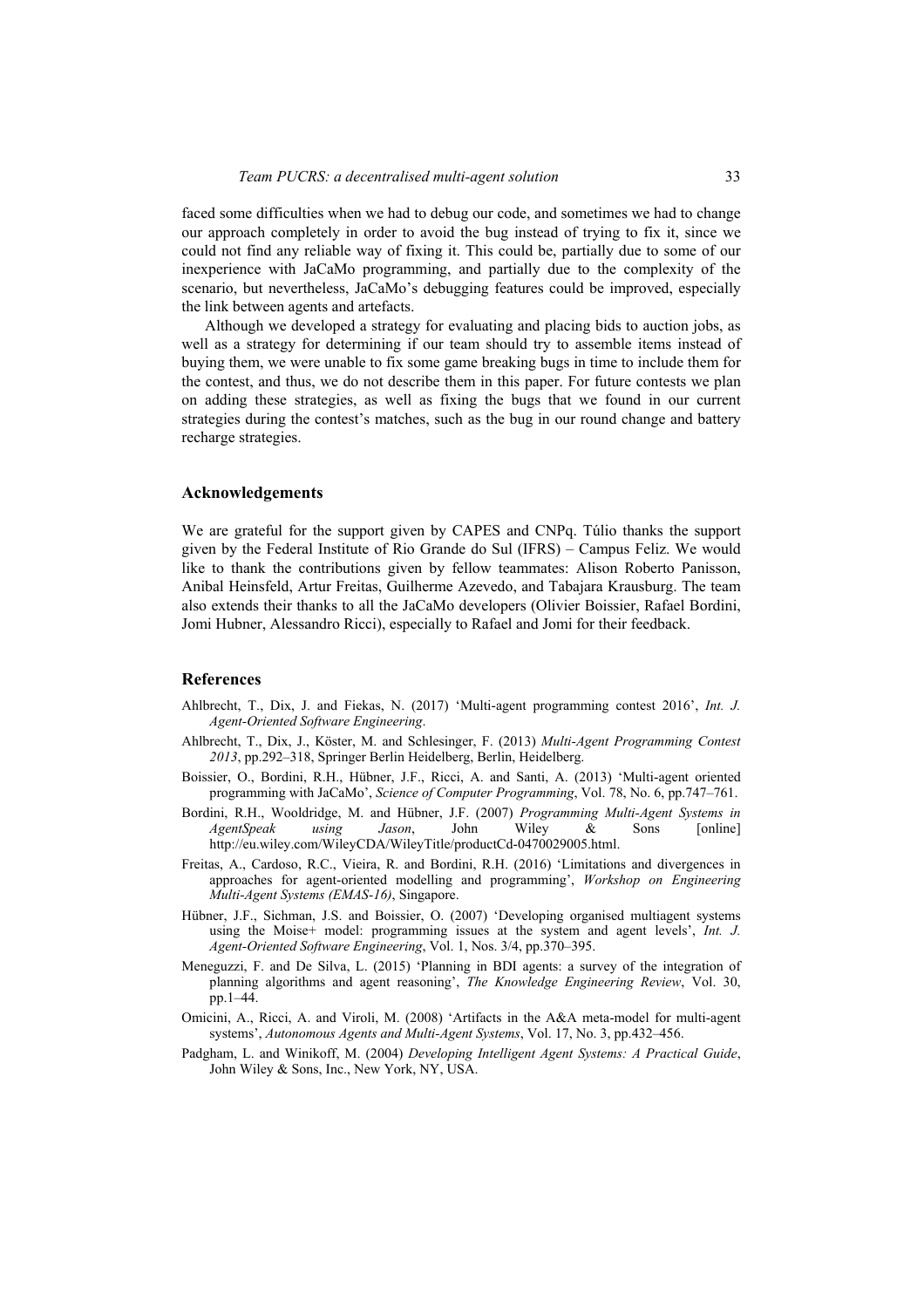faced some difficulties when we had to debug our code, and sometimes we had to change our approach completely in order to avoid the bug instead of trying to fix it, since we could not find any reliable way of fixing it. This could be, partially due to some of our inexperience with JaCaMo programming, and partially due to the complexity of the scenario, but nevertheless, JaCaMo's debugging features could be improved, especially the link between agents and artefacts.

Although we developed a strategy for evaluating and placing bids to auction jobs, as well as a strategy for determining if our team should try to assemble items instead of buying them, we were unable to fix some game breaking bugs in time to include them for the contest, and thus, we do not describe them in this paper. For future contests we plan on adding these strategies, as well as fixing the bugs that we found in our current strategies during the contest's matches, such as the bug in our round change and battery recharge strategies.

## Acknowledgements

We are grateful for the support given by CAPES and CNPq. Túlio thanks the support given by the Federal Institute of Rio Grande do Sul (IFRS) – Campus Feliz. We would like to thank the contributions given by fellow teammates: Alison Roberto Panisson, Anibal Heinsfeld, Artur Freitas, Guilherme Azevedo, and Tabajara Krausburg. The team also extends their thanks to all the JaCaMo developers (Olivier Boissier, Rafael Bordini, Jomi Hubner, Alessandro Ricci), especially to Rafael and Jomi for their feedback.

## References

Ahlbrecht, T., Dix, J. and Fiekas, N. (2017) 'Multi-agent programming contest 2016', *Int. J. Agent-Oriented Software Engineering*.

Ahlbrecht, T., Dix, J., Köster, M. and Schlesinger, F. (2013) *Multi-Agent Programming Contest 2013*, pp.292–318, Springer Berlin Heidelberg, Berlin, Heidelberg.

Boissier, O., Bordini, R.H., Hübner, J.F., Ricci, A. and Santi, A. (2013) 'Multi-agent oriented programming with JaCaMo', *Science of Computer Programming*, Vol. 78, No. 6, pp.747–761.

Bordini, R.H., Wooldridge, M. and Hübner, J.F. (2007) *Programming Multi-Agent Systems in AgentSpeak using Jason*, John Wiley & Sons [online] http://eu.wiley.com/WileyCDA/WileyTitle/productCd-0470029005.html.

Freitas, A., Cardoso, R.C., Vieira, R. and Bordini, R.H. (2016) 'Limitations and divergences in approaches for agent-oriented modelling and programming', *Workshop on Engineering Multi-Agent Systems (EMAS-16)*, Singapore.

Hübner, J.F., Sichman, J.S. and Boissier, O. (2007) 'Developing organised multiagent systems using the Moise+ model: programming issues at the system and agent levels', *Int. J. Agent-Oriented Software Engineering*, Vol. 1, Nos. 3/4, pp.370–395.

Meneguzzi, F. and De Silva, L. (2015) 'Planning in BDI agents: a survey of the integration of planning algorithms and agent reasoning', *The Knowledge Engineering Review*, Vol. 30, pp.1–44.

Omicini, A., Ricci, A. and Viroli, M. (2008) 'Artifacts in the A&A meta-model for multi-agent systems', *Autonomous Agents and Multi-Agent Systems*, Vol. 17, No. 3, pp.432–456.

Padgham, L. and Winikoff, M. (2004) *Developing Intelligent Agent Systems: A Practical Guide*, John Wiley & Sons, Inc., New York, NY, USA.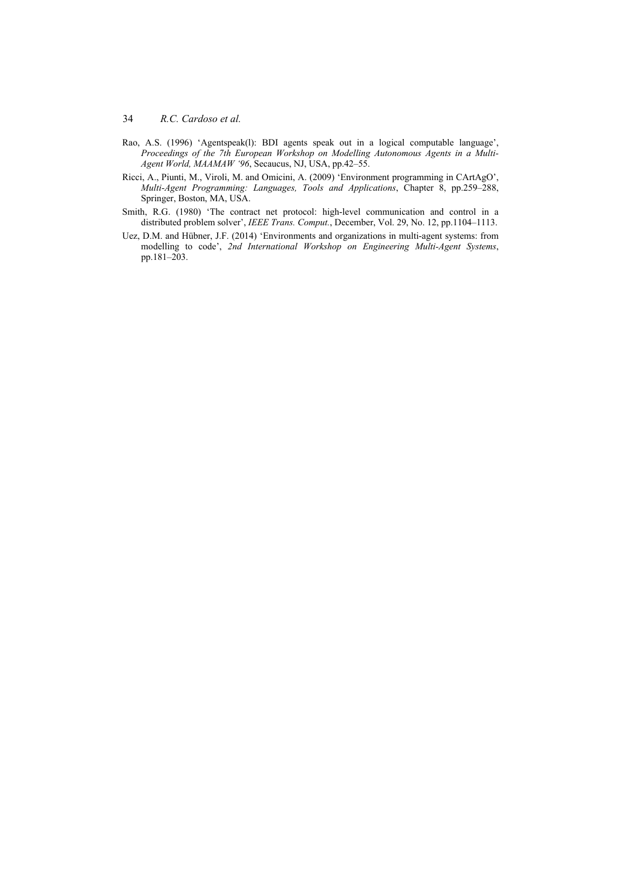Rao, A.S. (1996) 'Agentspeak(l): BDI agents speak out in a logical computable language', *Proceedings of the 7th European Workshop on Modelling Autonomous Agents in a Multi-Agent World, MAAMAW '96*, Secaucus, NJ, USA, pp.42–55.

Ricci, A., Piunti, M., Viroli, M. and Omicini, A. (2009) 'Environment programming in CArtAgO', *Multi-Agent Programming: Languages, Tools and Applications*, Chapter 8, pp.259–288, Springer, Boston, MA, USA.

Smith, R.G. (1980) 'The contract net protocol: high-level communication and control in a distributed problem solver', *IEEE Trans. Comput.*, December, Vol. 29, No. 12, pp.1104–1113.

Uez, D.M. and Hübner, J.F. (2014) 'Environments and organizations in multi-agent systems: from modelling to code', *2nd International Workshop on Engineering Multi-Agent Systems*, pp.181–203.